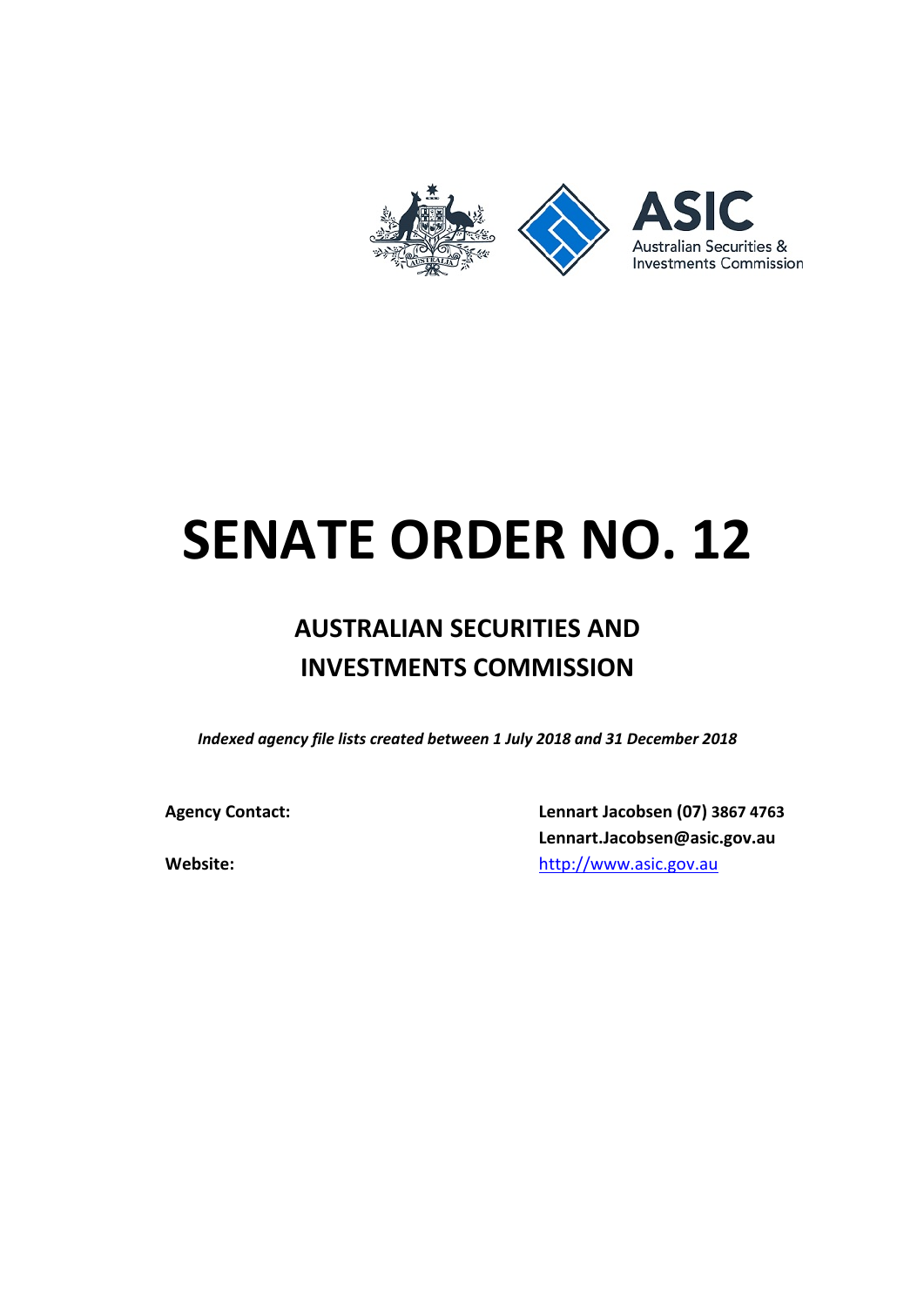ASIC
Australian Securities & Investments Commission

# SENATE ORDER NO. 12

## AUSTRALIAN SECURITIES AND INVESTMENTS COMMISSION

*Indexed agency file lists created between 1 July 2018 and 31 December 2018*

**Agency Contact:** **Lennart Jacobsen (07) 3867 4763**
**Lennart.Jacobsen@asic.gov.au**

**Website:** http://www.asic.gov.au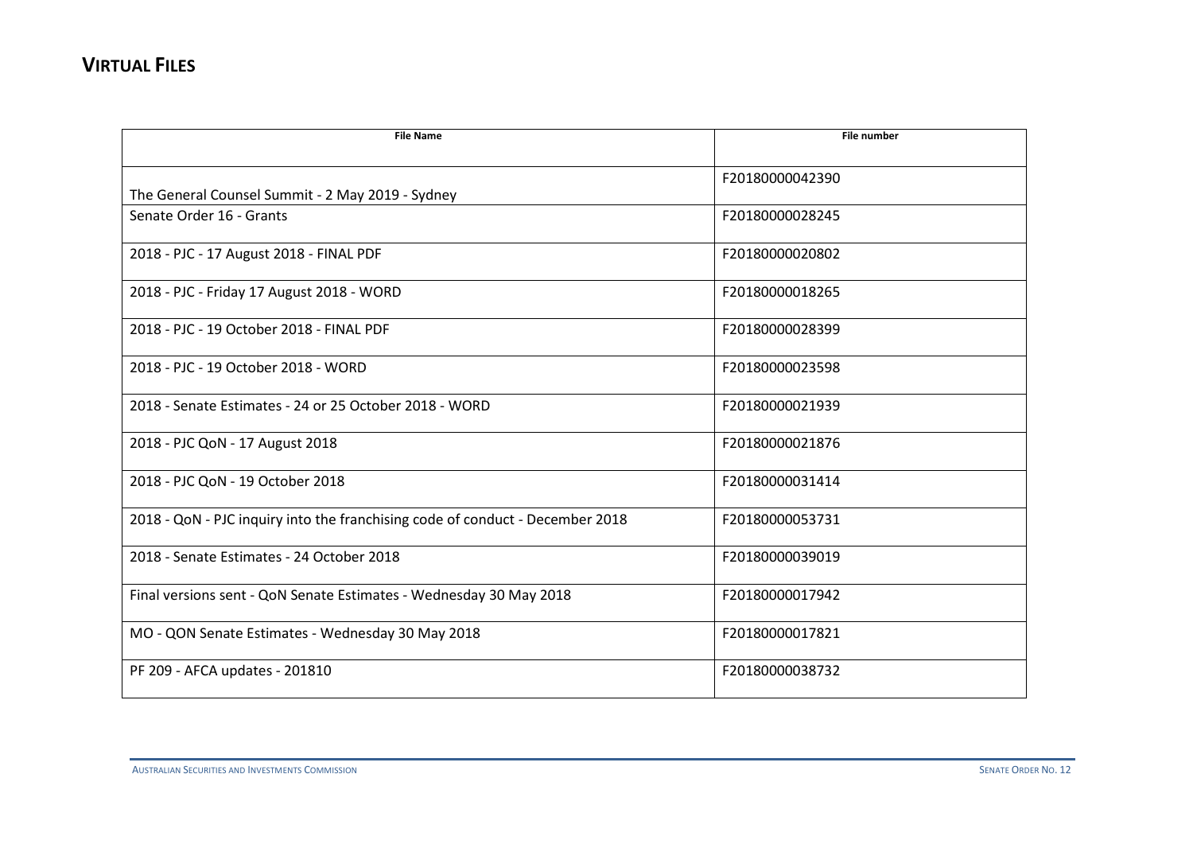# VIRTUAL FILES

| File Name | File number |
|---|---|
| The General Counsel Summit - 2 May 2019 - Sydney | F20180000042390 |
| Senate Order 16 - Grants | F20180000028245 |
| 2018 - PJC - 17 August 2018 - FINAL PDF | F20180000020802 |
| 2018 - PJC - Friday 17 August 2018 - WORD | F20180000018265 |
| 2018 - PJC - 19 October 2018 - FINAL PDF | F20180000028399 |
| 2018 - PJC - 19 October 2018 - WORD | F20180000023598 |
| 2018 - Senate Estimates - 24 or 25 October 2018 - WORD | F20180000021939 |
| 2018 - PJC QoN - 17 August 2018 | F20180000021876 |
| 2018 - PJC QoN - 19 October 2018 | F20180000031414 |
| 2018 - QoN - PJC inquiry into the franchising code of conduct - December 2018 | F20180000053731 |
| 2018 - Senate Estimates - 24 October 2018 | F20180000039019 |
| Final versions sent - QoN Senate Estimates - Wednesday 30 May 2018 | F20180000017942 |
| MO - QON Senate Estimates - Wednesday 30 May 2018 | F20180000017821 |
| PF 209 - AFCA updates - 201810 | F20180000038732 |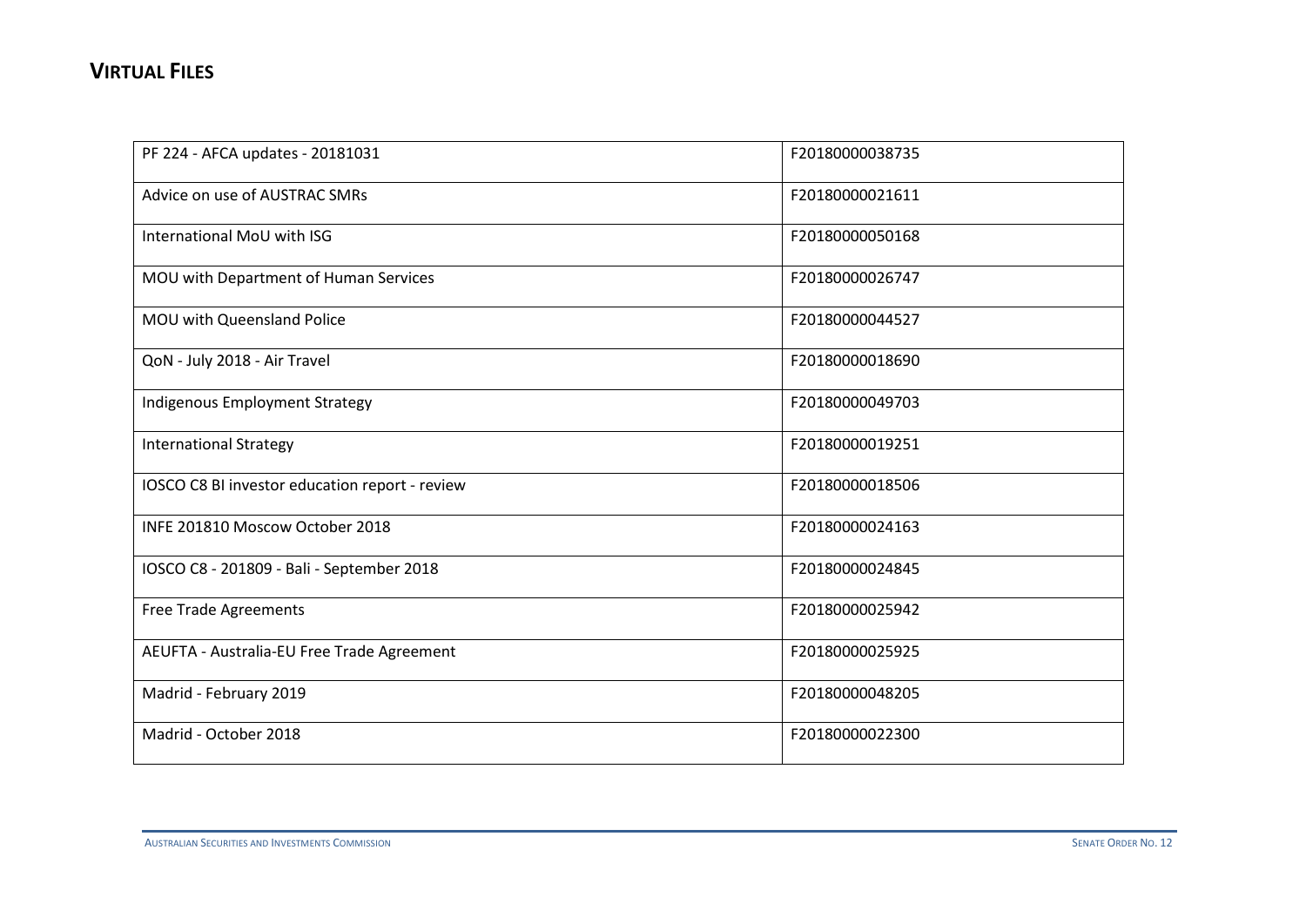## VIRTUAL FILES

| | |
|---|---|
| PF 224 - AFCA updates - 20181031 | F20180000038735 |
| Advice on use of AUSTRAC SMRs | F20180000021611 |
| International MoU with ISG | F20180000050168 |
| MOU with Department of Human Services | F20180000026747 |
| MOU with Queensland Police | F20180000044527 |
| QoN - July 2018 - Air Travel | F20180000018690 |
| Indigenous Employment Strategy | F20180000049703 |
| International Strategy | F20180000019251 |
| IOSCO C8 BI investor education report - review | F20180000018506 |
| INFE 201810 Moscow October 2018 | F20180000024163 |
| IOSCO C8 - 201809 - Bali - September 2018 | F20180000024845 |
| Free Trade Agreements | F20180000025942 |
| AEUFTA - Australia-EU Free Trade Agreement | F20180000025925 |
| Madrid - February 2019 | F20180000048205 |
| Madrid - October 2018 | F20180000022300 |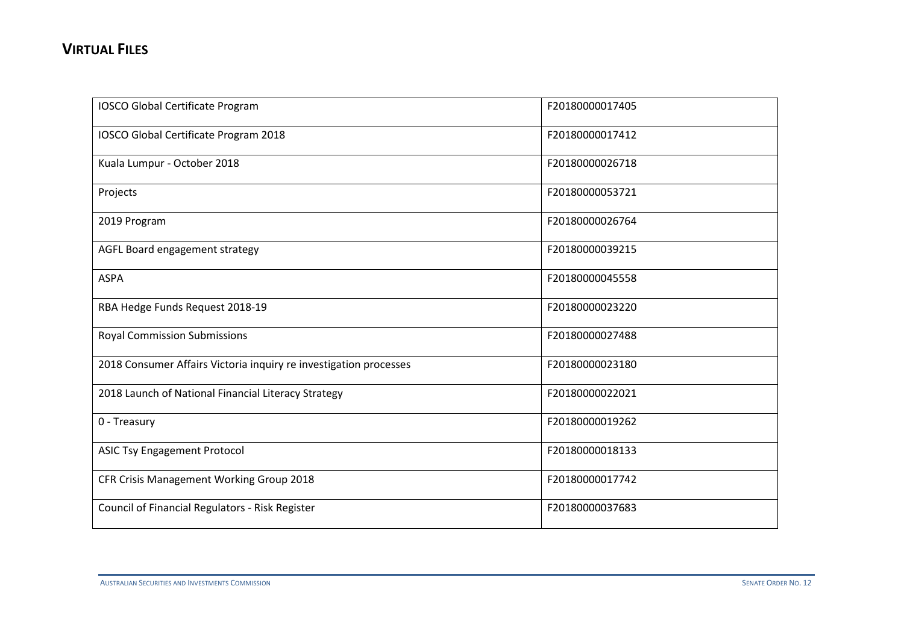## VIRTUAL FILES

| | |
|---|---|
| IOSCO Global Certificate Program | F20180000017405 |
| IOSCO Global Certificate Program 2018 | F20180000017412 |
| Kuala Lumpur - October 2018 | F20180000026718 |
| Projects | F20180000053721 |
| 2019 Program | F20180000026764 |
| AGFL Board engagement strategy | F20180000039215 |
| ASPA | F20180000045558 |
| RBA Hedge Funds Request 2018-19 | F20180000023220 |
| Royal Commission Submissions | F20180000027488 |
| 2018 Consumer Affairs Victoria inquiry re investigation processes | F20180000023180 |
| 2018 Launch of National Financial Literacy Strategy | F20180000022021 |
| 0 - Treasury | F20180000019262 |
| ASIC Tsy Engagement Protocol | F20180000018133 |
| CFR Crisis Management Working Group 2018 | F20180000017742 |
| Council of Financial Regulators - Risk Register | F20180000037683 |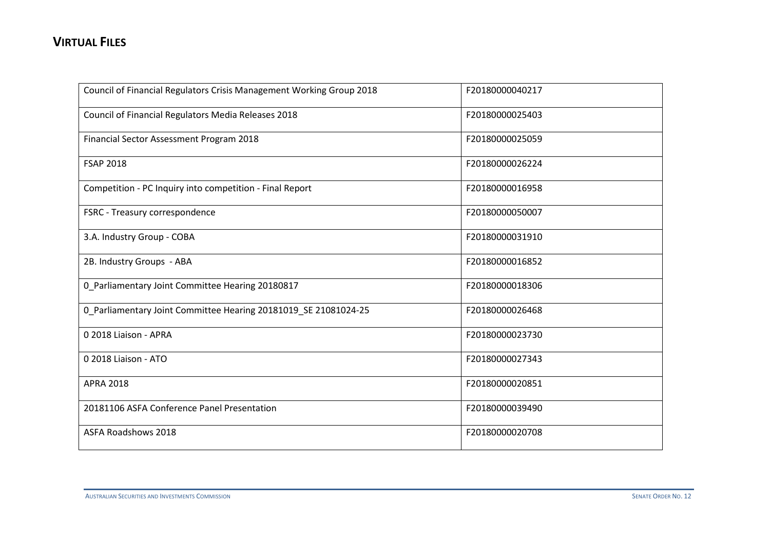## VIRTUAL FILES

| | |
|---|---|
| Council of Financial Regulators Crisis Management Working Group 2018 | F20180000040217 |
| Council of Financial Regulators Media Releases 2018 | F20180000025403 |
| Financial Sector Assessment Program 2018 | F20180000025059 |
| FSAP 2018 | F20180000026224 |
| Competition - PC Inquiry into competition - Final Report | F20180000016958 |
| FSRC - Treasury correspondence | F20180000050007 |
| 3.A. Industry Group - COBA | F20180000031910 |
| 2B. Industry Groups  - ABA | F20180000016852 |
| 0_Parliamentary Joint Committee Hearing 20180817 | F20180000018306 |
| 0_Parliamentary Joint Committee Hearing 20181019_SE 21081024-25 | F20180000026468 |
| 0 2018 Liaison - APRA | F20180000023730 |
| 0 2018 Liaison - ATO | F20180000027343 |
| APRA 2018 | F20180000020851 |
| 20181106 ASFA Conference Panel Presentation | F20180000039490 |
| ASFA Roadshows 2018 | F20180000020708 |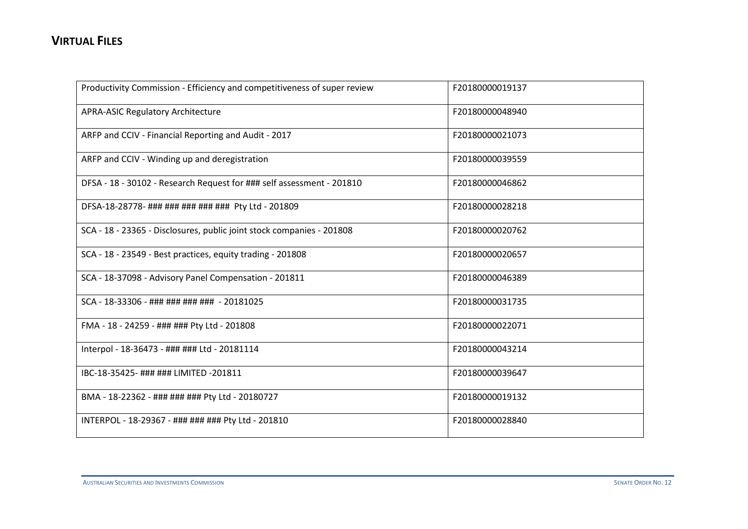## VIRTUAL FILES

| | |
|---|---|
| Productivity Commission - Efficiency and competitiveness of super review | F20180000019137 |
| APRA-ASIC Regulatory Architecture | F20180000048940 |
| ARFP and CCIV - Financial Reporting and Audit - 2017 | F20180000021073 |
| ARFP and CCIV - Winding up and deregistration | F20180000039559 |
| DFSA - 18 - 30102 - Research Request for ### self assessment - 201810 | F20180000046862 |
| DFSA-18-28778- ### ### ### ### ### Pty Ltd - 201809 | F20180000028218 |
| SCA - 18 - 23365 - Disclosures, public joint stock companies - 201808 | F20180000020762 |
| SCA - 18 - 23549 - Best practices, equity trading - 201808 | F20180000020657 |
| SCA - 18-37098 - Advisory Panel Compensation - 201811 | F20180000046389 |
| SCA - 18-33306 - ### ### ### ### - 20181025 | F20180000031735 |
| FMA - 18 - 24259 - ### ### Pty Ltd - 201808 | F20180000022071 |
| Interpol - 18-36473 - ### ### Ltd - 20181114 | F20180000043214 |
| IBC-18-35425- ### ### LIMITED -201811 | F20180000039647 |
| BMA - 18-22362 - ### ### ### Pty Ltd - 20180727 | F20180000019132 |
| INTERPOL - 18-29367 - ### ### ### Pty Ltd - 201810 | F20180000028840 |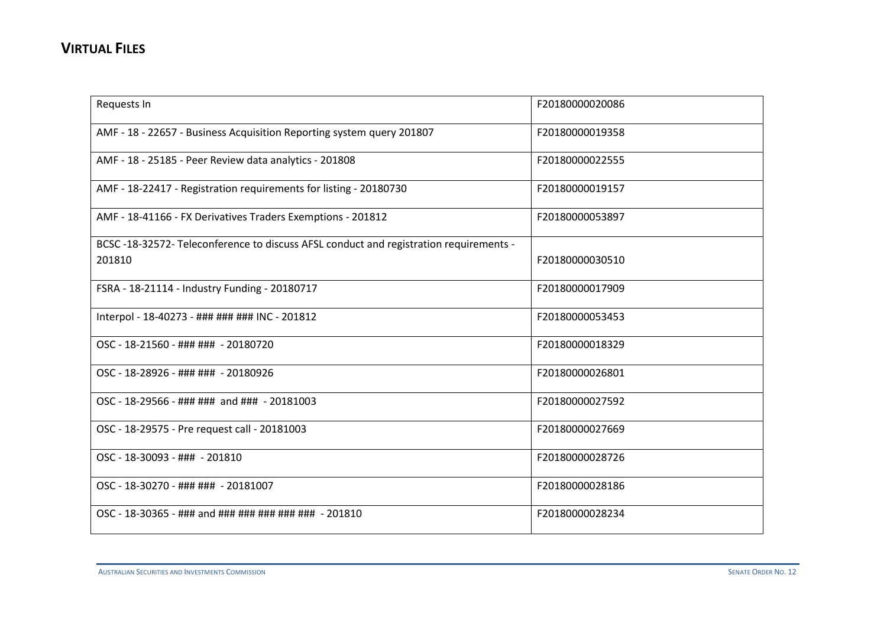## VIRTUAL FILES

| Requests In | F20180000020086 |
|---|---|
| AMF - 18 - 22657 - Business Acquisition Reporting system query 201807 | F20180000019358 |
| AMF - 18 - 25185 - Peer Review data analytics - 201808 | F20180000022555 |
| AMF - 18-22417 - Registration requirements for listing - 20180730 | F20180000019157 |
| AMF - 18-41166 - FX Derivatives Traders Exemptions - 201812 | F20180000053897 |
| BCSC -18-32572- Teleconference to discuss AFSL conduct and registration requirements - 201810 | F20180000030510 |
| FSRA - 18-21114 - Industry Funding - 20180717 | F20180000017909 |
| Interpol - 18-40273 - ### ### ### INC - 201812 | F20180000053453 |
| OSC - 18-21560 - ### ### - 20180720 | F20180000018329 |
| OSC - 18-28926 - ### ### - 20180926 | F20180000026801 |
| OSC - 18-29566 - ### ### and ### - 20181003 | F20180000027592 |
| OSC - 18-29575 - Pre request call - 20181003 | F20180000027669 |
| OSC - 18-30093 - ### - 201810 | F20180000028726 |
| OSC - 18-30270 - ### ### - 20181007 | F20180000028186 |
| OSC - 18-30365 - ### and ### ### ### ### ### - 201810 | F20180000028234 |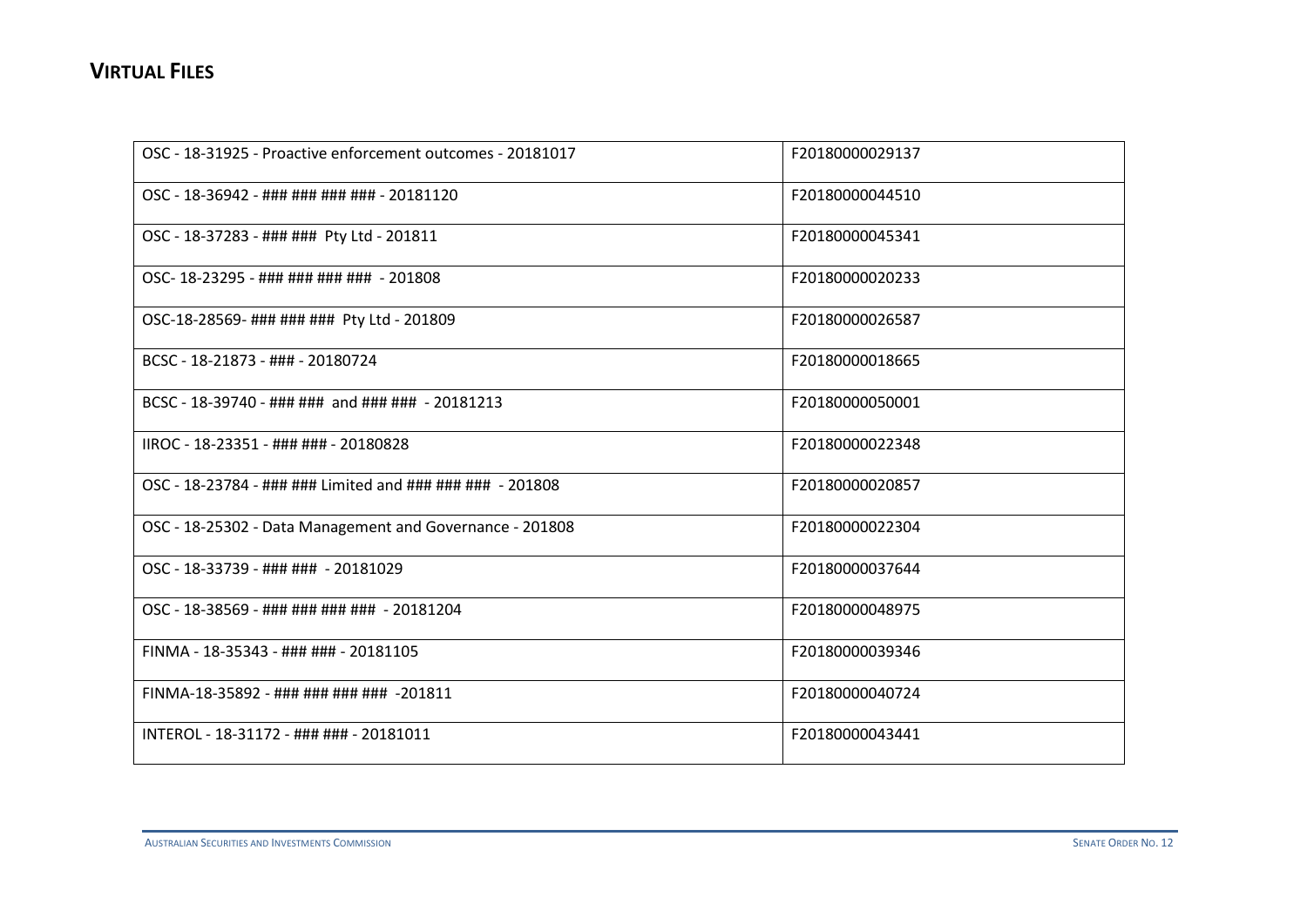## VIRTUAL FILES

| | |
|---|---|
| OSC - 18-31925 - Proactive enforcement outcomes - 20181017 | F20180000029137 |
| OSC - 18-36942 - ### ### ### ### - 20181120 | F20180000044510 |
| OSC - 18-37283 - ### ### Pty Ltd - 201811 | F20180000045341 |
| OSC- 18-23295 - ### ### ### ### - 201808 | F20180000020233 |
| OSC-18-28569- ### ### ### Pty Ltd - 201809 | F20180000026587 |
| BCSC - 18-21873 - ### - 20180724 | F20180000018665 |
| BCSC - 18-39740 - ### ### and ### ### - 20181213 | F20180000050001 |
| IIROC - 18-23351 - ### ### - 20180828 | F20180000022348 |
| OSC - 18-23784 - ### ### Limited and ### ### ### - 201808 | F20180000020857 |
| OSC - 18-25302 - Data Management and Governance - 201808 | F20180000022304 |
| OSC - 18-33739 - ### ### - 20181029 | F20180000037644 |
| OSC - 18-38569 - ### ### ### ### - 20181204 | F20180000048975 |
| FINMA - 18-35343 - ### ### - 20181105 | F20180000039346 |
| FINMA-18-35892 - ### ### ### ### -201811 | F20180000040724 |
| INTEROL - 18-31172 - ### ### - 20181011 | F20180000043441 |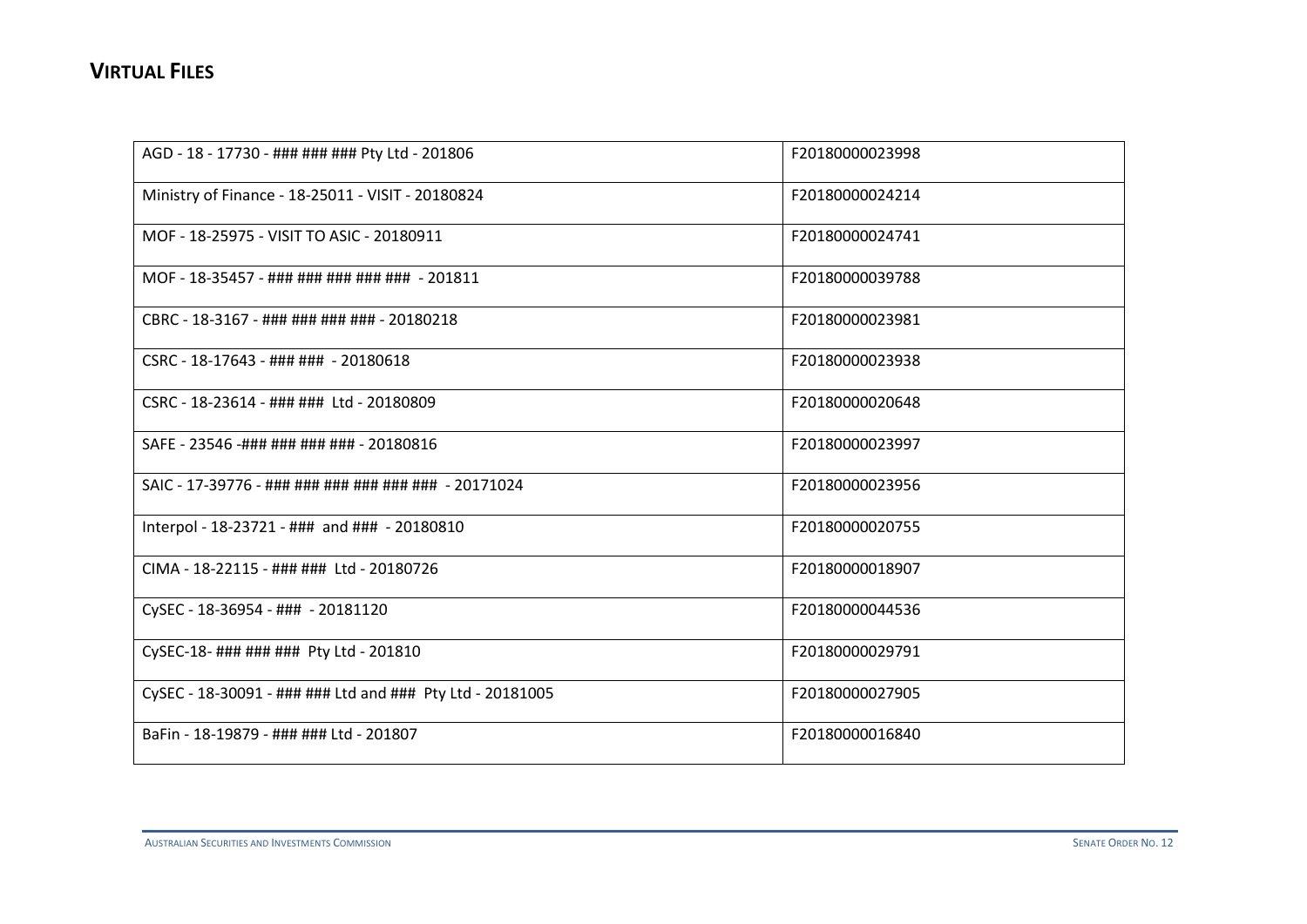## VIRTUAL FILES

| AGD - 18 - 17730 - ### ### ### Pty Ltd - 201806 | F20180000023998 |
|---|---|
| Ministry of Finance - 18-25011 - VISIT - 20180824 | F20180000024214 |
| MOF - 18-25975 - VISIT TO ASIC - 20180911 | F20180000024741 |
| MOF - 18-35457 - ### ### ### ### ### - 201811 | F20180000039788 |
| CBRC - 18-3167 - ### ### ### ### - 20180218 | F20180000023981 |
| CSRC - 18-17643 - ### ### - 20180618 | F20180000023938 |
| CSRC - 18-23614 - ### ### Ltd - 20180809 | F20180000020648 |
| SAFE - 23546 -### ### ### ### - 20180816 | F20180000023997 |
| SAIC - 17-39776 - ### ### ### ### ### ### - 20171024 | F20180000023956 |
| Interpol - 18-23721 - ### and ### - 20180810 | F20180000020755 |
| CIMA - 18-22115 - ### ### Ltd - 20180726 | F20180000018907 |
| CySEC - 18-36954 - ### - 20181120 | F20180000044536 |
| CySEC-18- ### ### ### Pty Ltd - 201810 | F20180000029791 |
| CySEC - 18-30091 - ### ### Ltd and ### Pty Ltd - 20181005 | F20180000027905 |
| BaFin - 18-19879 - ### ### Ltd - 201807 | F20180000016840 |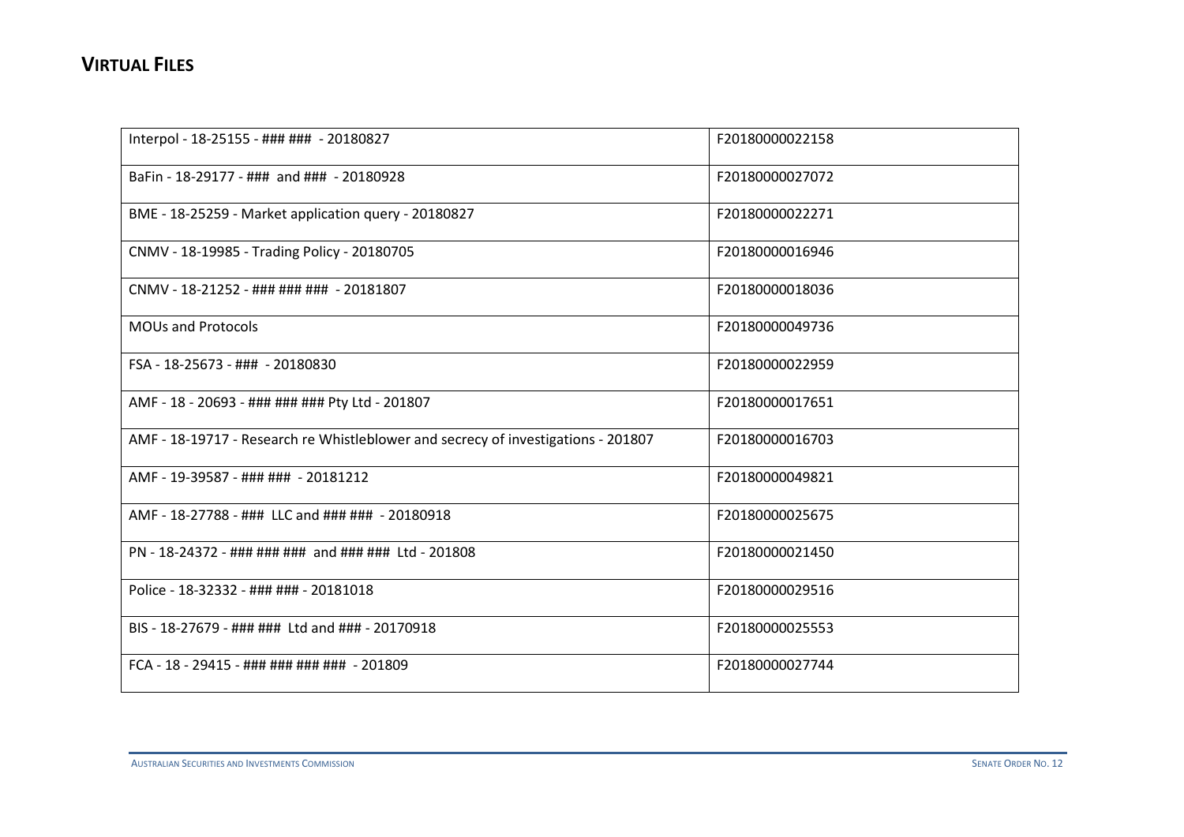## VIRTUAL FILES

| | |
|---|---|
| Interpol - 18-25155 - ### ### - 20180827 | F20180000022158 |
| BaFin - 18-29177 - ### and ### - 20180928 | F20180000027072 |
| BME - 18-25259 - Market application query - 20180827 | F20180000022271 |
| CNMV - 18-19985 - Trading Policy - 20180705 | F20180000016946 |
| CNMV - 18-21252 - ### ### ### - 20181807 | F20180000018036 |
| MOUs and Protocols | F20180000049736 |
| FSA - 18-25673 - ### - 20180830 | F20180000022959 |
| AMF - 18 - 20693 - ### ### ### Pty Ltd - 201807 | F20180000017651 |
| AMF - 18-19717 - Research re Whistleblower and secrecy of investigations - 201807 | F20180000016703 |
| AMF - 19-39587 - ### ### - 20181212 | F20180000049821 |
| AMF - 18-27788 - ### LLC and ### ### - 20180918 | F20180000025675 |
| PN - 18-24372 - ### ### ### and ### ### Ltd - 201808 | F20180000021450 |
| Police - 18-32332 - ### ### - 20181018 | F20180000029516 |
| BIS - 18-27679 - ### ### Ltd and ### - 20170918 | F20180000025553 |
| FCA - 18 - 29415 - ### ### ### ### - 201809 | F20180000027744 |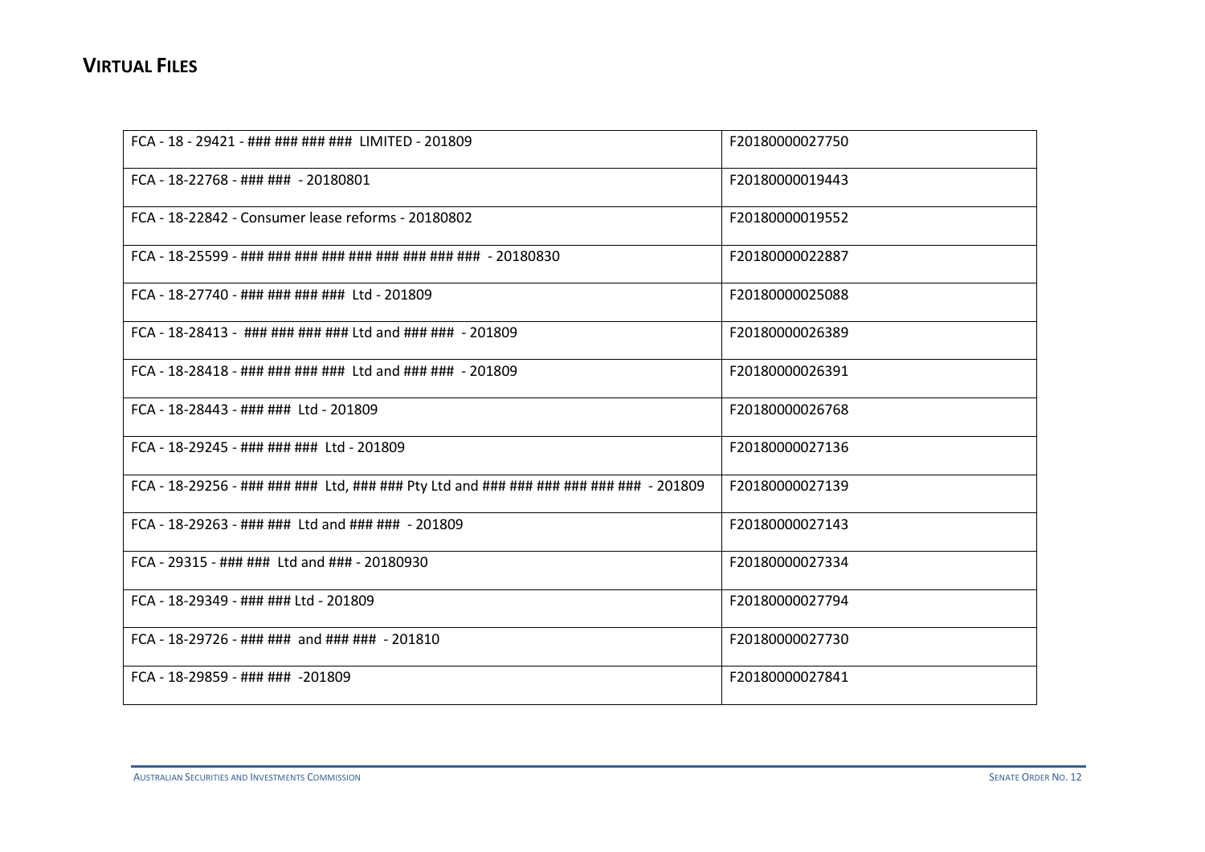## VIRTUAL FILES

| | |
|---|---|
| FCA - 18 - 29421 - ### ### ### ### LIMITED - 201809 | F20180000027750 |
| FCA - 18-22768 - ### ### - 20180801 | F20180000019443 |
| FCA - 18-22842 - Consumer lease reforms - 20180802 | F20180000019552 |
| FCA - 18-25599 - ### ### ### ### ### ### ### ### ### - 20180830 | F20180000022887 |
| FCA - 18-27740 - ### ### ### ### Ltd - 201809 | F20180000025088 |
| FCA - 18-28413 - ### ### ### ### Ltd and ### ### - 201809 | F20180000026389 |
| FCA - 18-28418 - ### ### ### ### Ltd and ### ### - 201809 | F20180000026391 |
| FCA - 18-28443 - ### ### Ltd - 201809 | F20180000026768 |
| FCA - 18-29245 - ### ### ### Ltd - 201809 | F20180000027136 |
| FCA - 18-29256 - ### ### ### Ltd, ### ### Pty Ltd and ### ### ### ### ### ### - 201809 | F20180000027139 |
| FCA - 18-29263 - ### ### Ltd and ### ### - 201809 | F20180000027143 |
| FCA - 29315 - ### ### Ltd and ### - 20180930 | F20180000027334 |
| FCA - 18-29349 - ### ### Ltd - 201809 | F20180000027794 |
| FCA - 18-29726 - ### ### and ### ### - 201810 | F20180000027730 |
| FCA - 18-29859 - ### ### -201809 | F20180000027841 |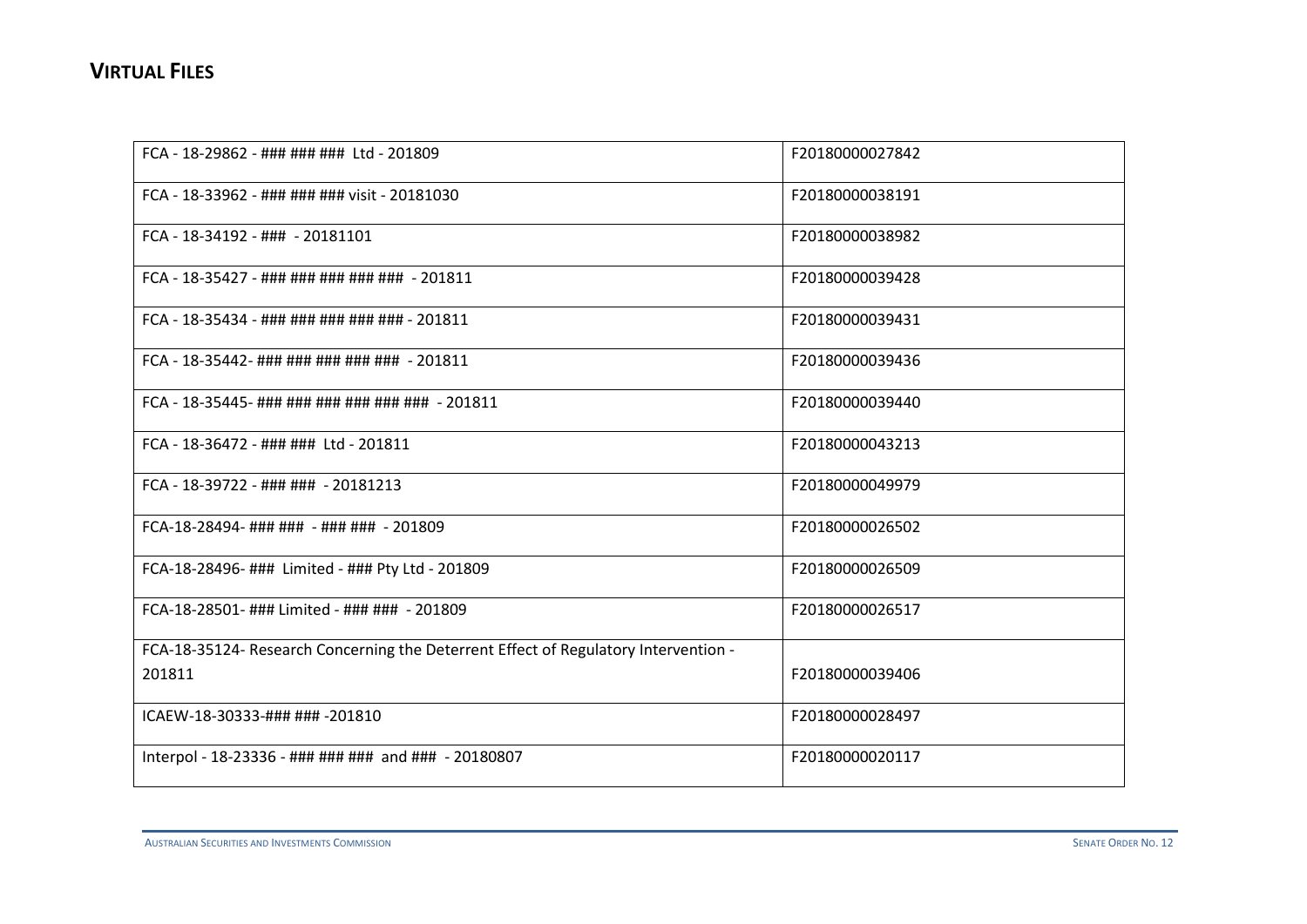## VIRTUAL FILES

| | |
|---|---|
| FCA - 18-29862 - ### ### ### Ltd - 201809 | F20180000027842 |
| FCA - 18-33962 - ### ### ### visit - 20181030 | F20180000038191 |
| FCA - 18-34192 - ### - 20181101 | F20180000038982 |
| FCA - 18-35427 - ### ### ### ### ### - 201811 | F20180000039428 |
| FCA - 18-35434 - ### ### ### ### ### - 201811 | F20180000039431 |
| FCA - 18-35442- ### ### ### ### ### - 201811 | F20180000039436 |
| FCA - 18-35445- ### ### ### ### ### ### - 201811 | F20180000039440 |
| FCA - 18-36472 - ### ### Ltd - 201811 | F20180000043213 |
| FCA - 18-39722 - ### ### - 20181213 | F20180000049979 |
| FCA-18-28494- ### ### - ### ### - 201809 | F20180000026502 |
| FCA-18-28496- ### Limited - ### Pty Ltd - 201809 | F20180000026509 |
| FCA-18-28501- ### Limited - ### ### - 201809 | F20180000026517 |
| FCA-18-35124- Research Concerning the Deterrent Effect of Regulatory Intervention - 201811 | F20180000039406 |
| ICAEW-18-30333-### ### -201810 | F20180000028497 |
| Interpol - 18-23336 - ### ### ### and ### - 20180807 | F20180000020117 |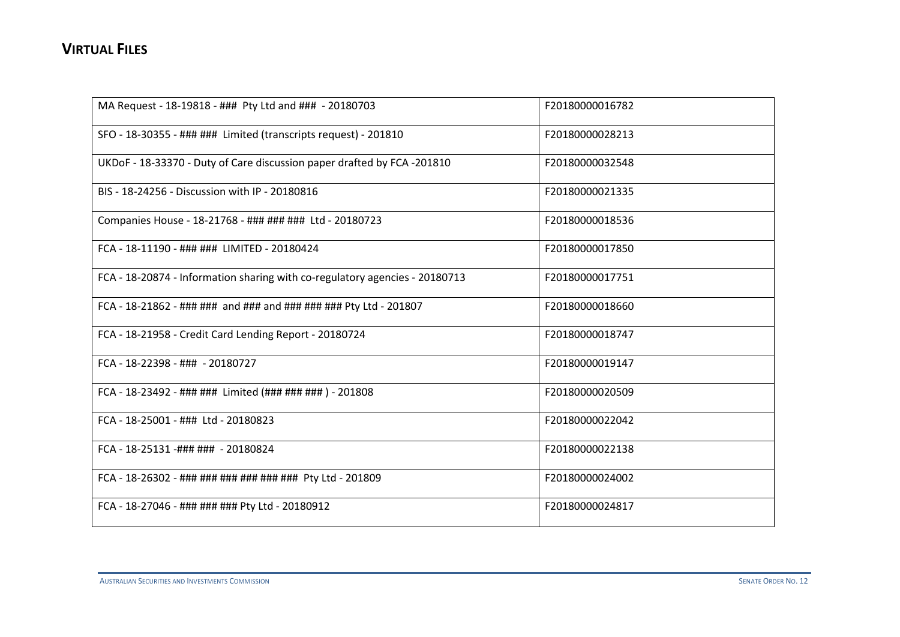## VIRTUAL FILES

| | |
|---|---|
| MA Request - 18-19818 - ### Pty Ltd and ### - 20180703 | F20180000016782 |
| SFO - 18-30355 - ### ### Limited (transcripts request) - 201810 | F20180000028213 |
| UKDoF - 18-33370 - Duty of Care discussion paper drafted by FCA -201810 | F20180000032548 |
| BIS - 18-24256 - Discussion with IP - 20180816 | F20180000021335 |
| Companies House - 18-21768 - ### ### ### Ltd - 20180723 | F20180000018536 |
| FCA - 18-11190 - ### ### LIMITED - 20180424 | F20180000017850 |
| FCA - 18-20874 - Information sharing with co-regulatory agencies - 20180713 | F20180000017751 |
| FCA - 18-21862 - ### ### and ### and ### ### ### Pty Ltd - 201807 | F20180000018660 |
| FCA - 18-21958 - Credit Card Lending Report - 20180724 | F20180000018747 |
| FCA - 18-22398 - ### - 20180727 | F20180000019147 |
| FCA - 18-23492 - ### ### Limited (### ### ### ) - 201808 | F20180000020509 |
| FCA - 18-25001 - ### Ltd - 20180823 | F20180000022042 |
| FCA - 18-25131 -### ### - 20180824 | F20180000022138 |
| FCA - 18-26302 - ### ### ### ### ### ### Pty Ltd - 201809 | F20180000024002 |
| FCA - 18-27046 - ### ### ### Pty Ltd - 20180912 | F20180000024817 |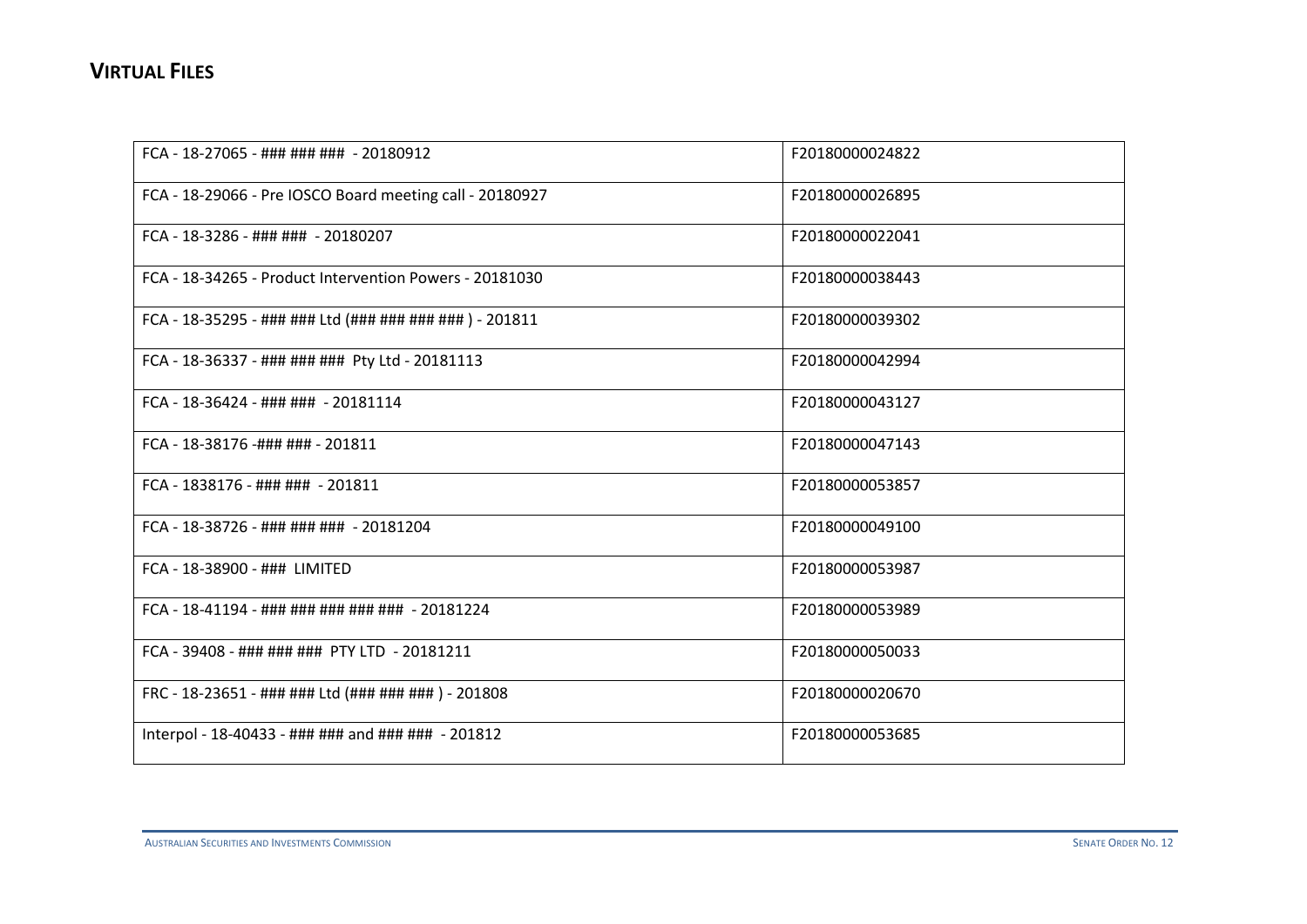## VIRTUAL FILES

| | |
|---|---|
| FCA - 18-27065 - ### ### ### - 20180912 | F20180000024822 |
| FCA - 18-29066 - Pre IOSCO Board meeting call - 20180927 | F20180000026895 |
| FCA - 18-3286 - ### ### - 20180207 | F20180000022041 |
| FCA - 18-34265 - Product Intervention Powers - 20181030 | F20180000038443 |
| FCA - 18-35295 - ### ### Ltd (### ### ### ### ) - 201811 | F20180000039302 |
| FCA - 18-36337 - ### ### ### Pty Ltd - 20181113 | F20180000042994 |
| FCA - 18-36424 - ### ### - 20181114 | F20180000043127 |
| FCA - 18-38176 -### ### - 201811 | F20180000047143 |
| FCA - 1838176 - ### ### - 201811 | F20180000053857 |
| FCA - 18-38726 - ### ### ### - 20181204 | F20180000049100 |
| FCA - 18-38900 - ### LIMITED | F20180000053987 |
| FCA - 18-41194 - ### ### ### ### ### - 20181224 | F20180000053989 |
| FCA - 39408 - ### ### ### PTY LTD - 20181211 | F20180000050033 |
| FRC - 18-23651 - ### ### Ltd (### ### ### ) - 201808 | F20180000020670 |
| Interpol - 18-40433 - ### ### and ### ### - 201812 | F20180000053685 |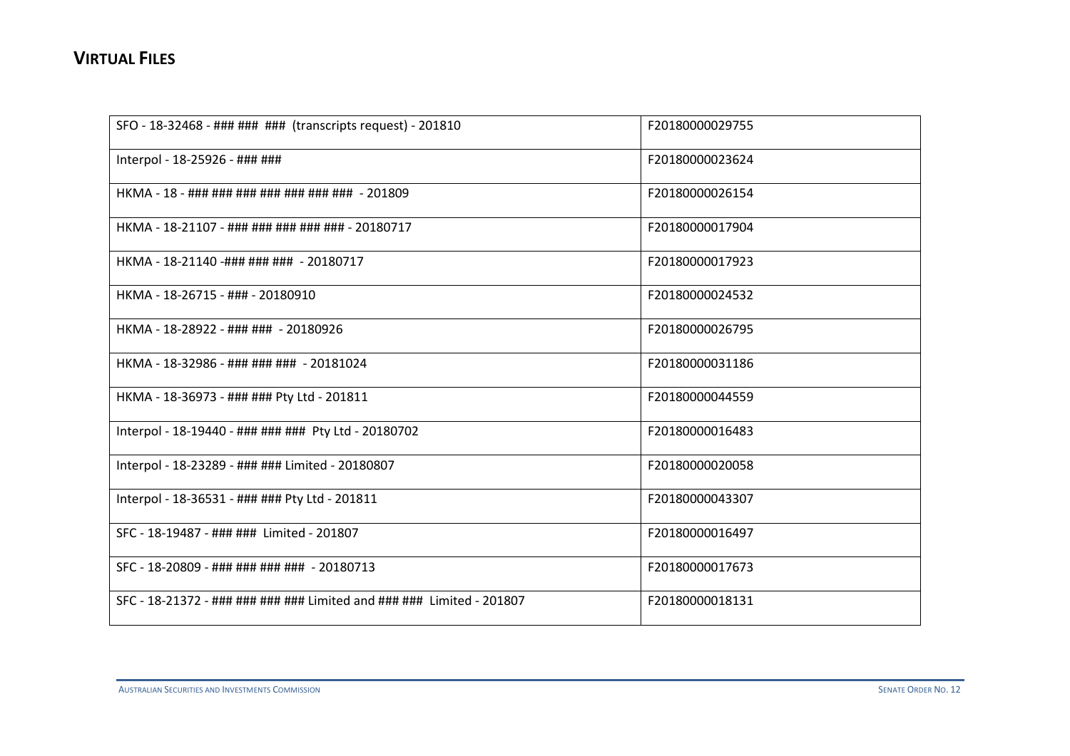## VIRTUAL FILES

| | |
|---|---|
| SFO - 18-32468 - ### ### ### (transcripts request) - 201810 | F20180000029755 |
| Interpol - 18-25926 - ### ### | F20180000023624 |
| HKMA - 18 - ### ### ### ### ### ### ### - 201809 | F20180000026154 |
| HKMA - 18-21107 - ### ### ### ### ### - 20180717 | F20180000017904 |
| HKMA - 18-21140 -### ### ### - 20180717 | F20180000017923 |
| HKMA - 18-26715 - ### - 20180910 | F20180000024532 |
| HKMA - 18-28922 - ### ### - 20180926 | F20180000026795 |
| HKMA - 18-32986 - ### ### ### - 20181024 | F20180000031186 |
| HKMA - 18-36973 - ### ### Pty Ltd - 201811 | F20180000044559 |
| Interpol - 18-19440 - ### ### ### Pty Ltd - 20180702 | F20180000016483 |
| Interpol - 18-23289 - ### ### Limited - 20180807 | F20180000020058 |
| Interpol - 18-36531 - ### ### Pty Ltd - 201811 | F20180000043307 |
| SFC - 18-19487 - ### ### Limited - 201807 | F20180000016497 |
| SFC - 18-20809 - ### ### ### ### - 20180713 | F20180000017673 |
| SFC - 18-21372 - ### ### ### ### Limited and ### ### Limited - 201807 | F20180000018131 |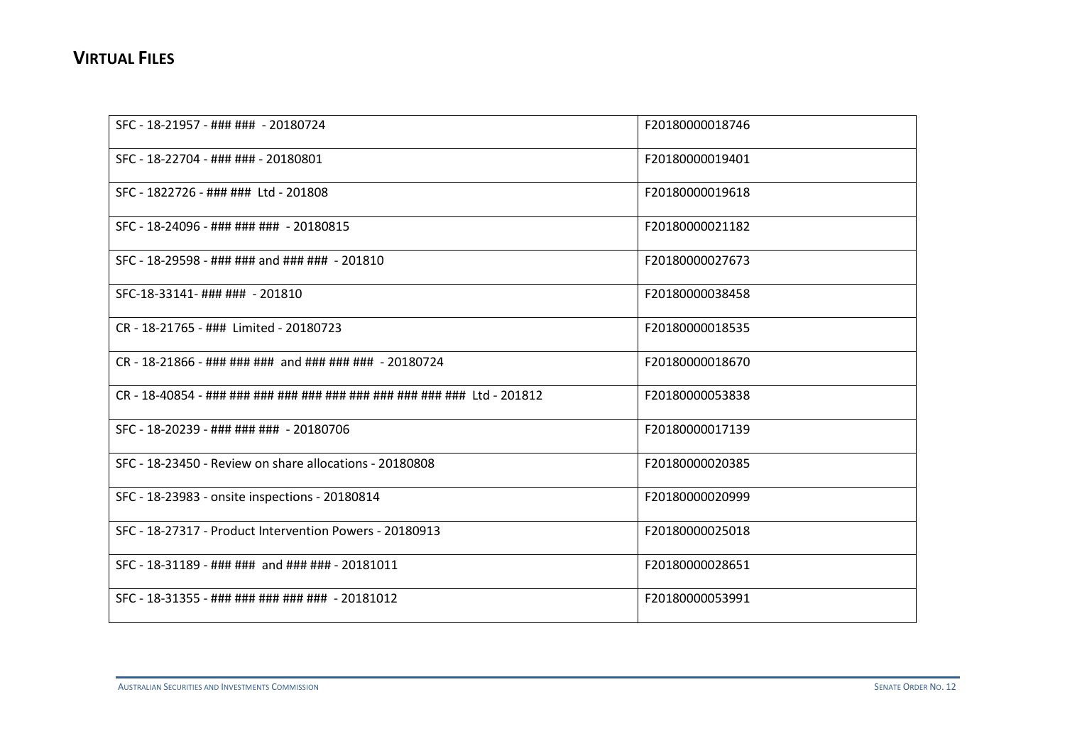## VIRTUAL FILES

| | |
|---|---|
| SFC - 18-21957 - ### ### - 20180724 | F20180000018746 |
| SFC - 18-22704 - ### ### - 20180801 | F20180000019401 |
| SFC - 1822726 - ### ### Ltd - 201808 | F20180000019618 |
| SFC - 18-24096 - ### ### ### - 20180815 | F20180000021182 |
| SFC - 18-29598 - ### ### and ### ### - 201810 | F20180000027673 |
| SFC-18-33141- ### ### - 201810 | F20180000038458 |
| CR - 18-21765 - ### Limited - 20180723 | F20180000018535 |
| CR - 18-21866 - ### ### ### and ### ### ### - 20180724 | F20180000018670 |
| CR - 18-40854 - ### ### ### ### ### ### ### ### ### ### ### Ltd - 201812 | F20180000053838 |
| SFC - 18-20239 - ### ### ### - 20180706 | F20180000017139 |
| SFC - 18-23450 - Review on share allocations - 20180808 | F20180000020385 |
| SFC - 18-23983 - onsite inspections - 20180814 | F20180000020999 |
| SFC - 18-27317 - Product Intervention Powers - 20180913 | F20180000025018 |
| SFC - 18-31189 - ### ### and ### ### - 20181011 | F20180000028651 |
| SFC - 18-31355 - ### ### ### ### ### - 20181012 | F20180000053991 |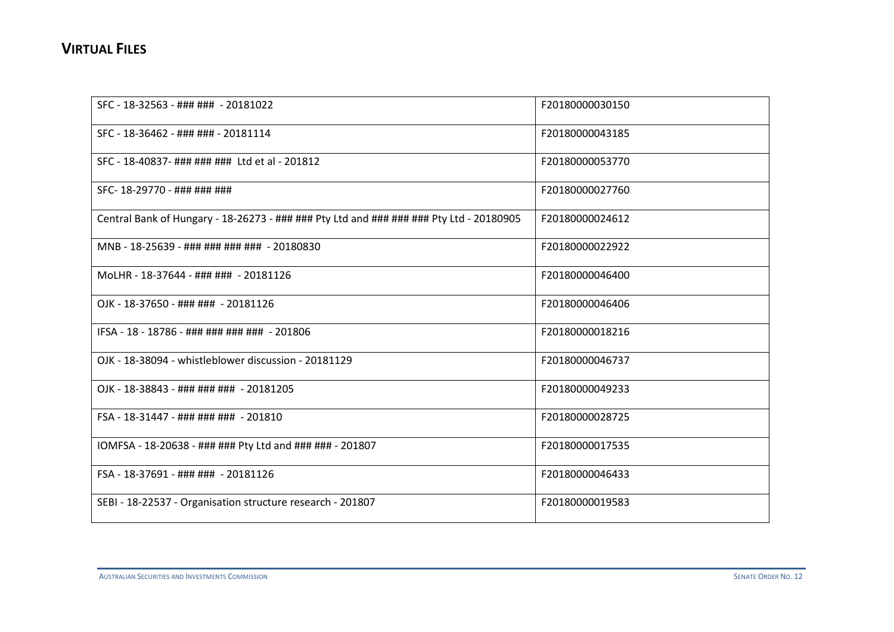## VIRTUAL FILES

| SFC - 18-32563 - ### ### - 20181022 | F20180000030150 |
|---|---|
| SFC - 18-36462 - ### ### - 20181114 | F20180000043185 |
| SFC - 18-40837- ### ### ### Ltd et al - 201812 | F20180000053770 |
| SFC- 18-29770 - ### ### ### | F20180000027760 |
| Central Bank of Hungary - 18-26273 - ### ### Pty Ltd and ### ### ### Pty Ltd - 20180905 | F20180000024612 |
| MNB - 18-25639 - ### ### ### ### - 20180830 | F20180000022922 |
| MoLHR - 18-37644 - ### ### - 20181126 | F20180000046400 |
| OJK - 18-37650 - ### ### - 20181126 | F20180000046406 |
| IFSA - 18 - 18786 - ### ### ### ### - 201806 | F20180000018216 |
| OJK - 18-38094 - whistleblower discussion - 20181129 | F20180000046737 |
| OJK - 18-38843 - ### ### ### - 20181205 | F20180000049233 |
| FSA - 18-31447 - ### ### ### - 201810 | F20180000028725 |
| IOMFSA - 18-20638 - ### ### Pty Ltd and ### ### - 201807 | F20180000017535 |
| FSA - 18-37691 - ### ### - 20181126 | F20180000046433 |
| SEBI - 18-22537 - Organisation structure research - 201807 | F20180000019583 |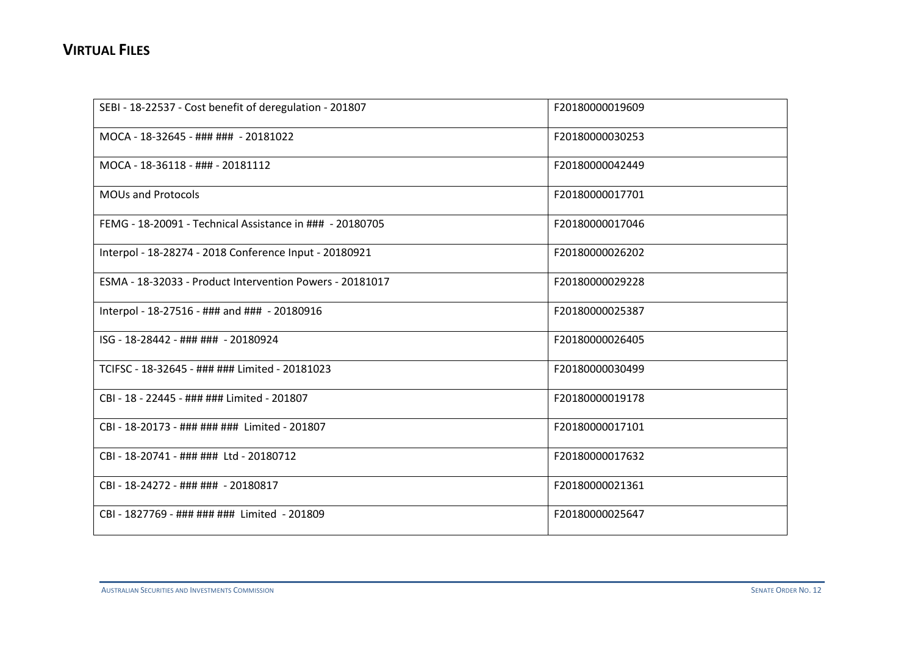## VIRTUAL FILES

| | |
|---|---|
| SEBI - 18-22537 - Cost benefit of deregulation - 201807 | F20180000019609 |
| MOCA - 18-32645 - ### ### - 20181022 | F20180000030253 |
| MOCA - 18-36118 - ### - 20181112 | F20180000042449 |
| MOUs and Protocols | F20180000017701 |
| FEMG - 18-20091 - Technical Assistance in ### - 20180705 | F20180000017046 |
| Interpol - 18-28274 - 2018 Conference Input - 20180921 | F20180000026202 |
| ESMA - 18-32033 - Product Intervention Powers - 20181017 | F20180000029228 |
| Interpol - 18-27516 - ### and ### - 20180916 | F20180000025387 |
| ISG - 18-28442 - ### ### - 20180924 | F20180000026405 |
| TCIFSC - 18-32645 - ### ### Limited - 20181023 | F20180000030499 |
| CBI - 18 - 22445 - ### ### Limited - 201807 | F20180000019178 |
| CBI - 18-20173 - ### ### ### Limited - 201807 | F20180000017101 |
| CBI - 18-20741 - ### ### Ltd - 20180712 | F20180000017632 |
| CBI - 18-24272 - ### ### - 20180817 | F20180000021361 |
| CBI - 1827769 - ### ### ### Limited - 201809 | F20180000025647 |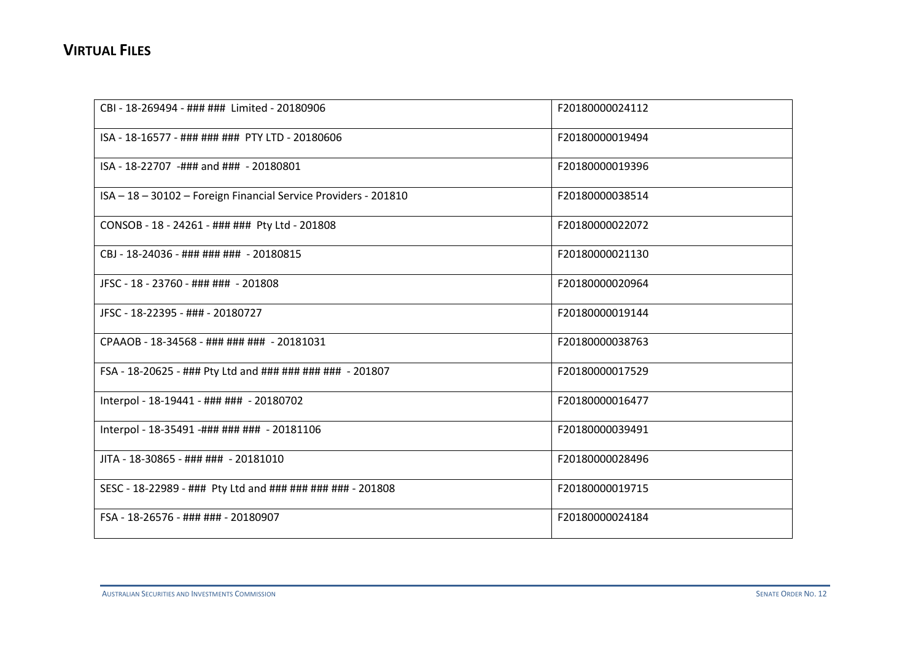## VIRTUAL FILES

| | |
|---|---|
| CBI - 18-269494 - ### ### Limited - 20180906 | F20180000024112 |
| ISA - 18-16577 - ### ### ### PTY LTD - 20180606 | F20180000019494 |
| ISA - 18-22707 -### and ### - 20180801 | F20180000019396 |
| ISA – 18 – 30102 – Foreign Financial Service Providers - 201810 | F20180000038514 |
| CONSOB - 18 - 24261 - ### ### Pty Ltd - 201808 | F20180000022072 |
| CBJ - 18-24036 - ### ### ### - 20180815 | F20180000021130 |
| JFSC - 18 - 23760 - ### ### - 201808 | F20180000020964 |
| JFSC - 18-22395 - ### - 20180727 | F20180000019144 |
| CPAAOB - 18-34568 - ### ### ### - 20181031 | F20180000038763 |
| FSA - 18-20625 - ### Pty Ltd and ### ### ### ### - 201807 | F20180000017529 |
| Interpol - 18-19441 - ### ### - 20180702 | F20180000016477 |
| Interpol - 18-35491 -### ### ### - 20181106 | F20180000039491 |
| JITA - 18-30865 - ### ### - 20181010 | F20180000028496 |
| SESC - 18-22989 - ### Pty Ltd and ### ### ### ### - 201808 | F20180000019715 |
| FSA - 18-26576 - ### ### - 20180907 | F20180000024184 |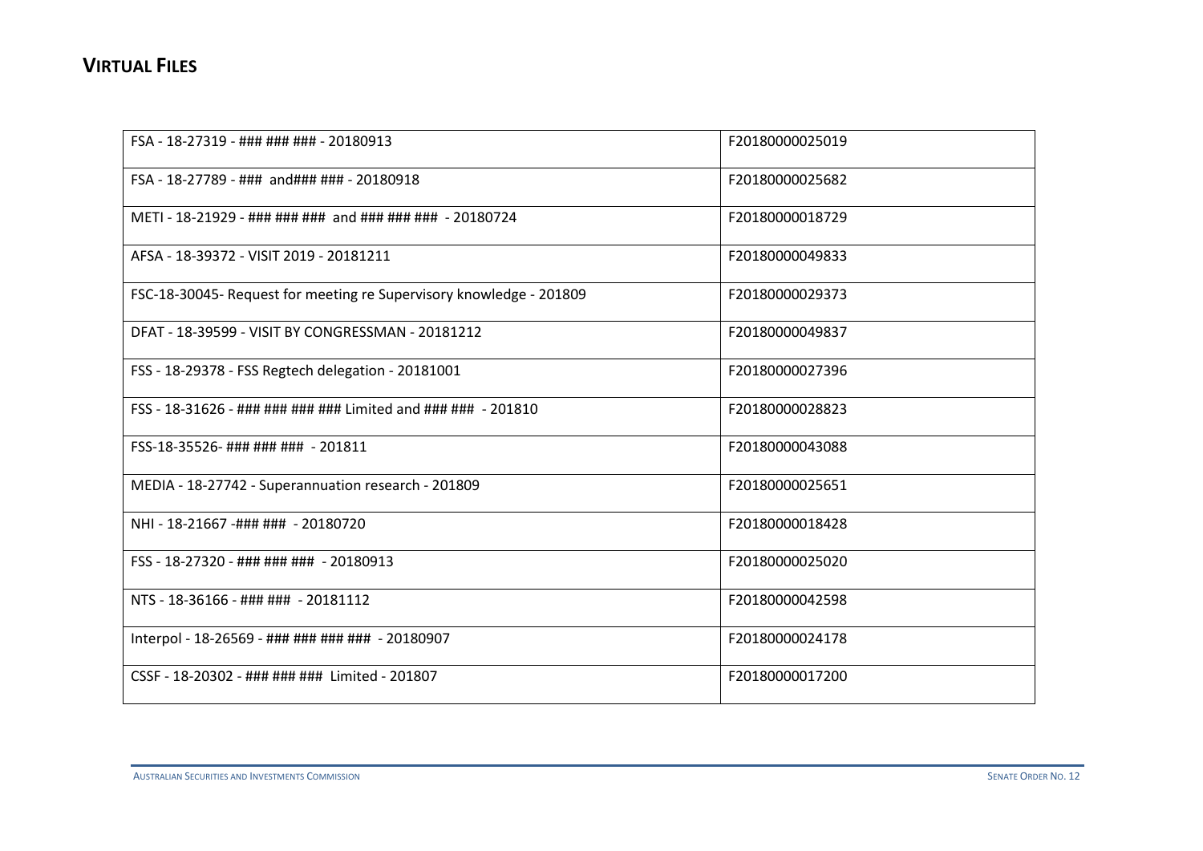## VIRTUAL FILES

| | |
|---|---|
| FSA - 18-27319 - ### ### ### - 20180913 | F20180000025019 |
| FSA - 18-27789 - ### and### ### - 20180918 | F20180000025682 |
| METI - 18-21929 - ### ### ### and ### ### ### - 20180724 | F20180000018729 |
| AFSA - 18-39372 - VISIT 2019 - 20181211 | F20180000049833 |
| FSC-18-30045- Request for meeting re Supervisory knowledge - 201809 | F20180000029373 |
| DFAT - 18-39599 - VISIT BY CONGRESSMAN - 20181212 | F20180000049837 |
| FSS - 18-29378 - FSS Regtech delegation - 20181001 | F20180000027396 |
| FSS - 18-31626 - ### ### ### ### Limited and ### ### - 201810 | F20180000028823 |
| FSS-18-35526- ### ### ### - 201811 | F20180000043088 |
| MEDIA - 18-27742 - Superannuation research - 201809 | F20180000025651 |
| NHI - 18-21667 -### ### - 20180720 | F20180000018428 |
| FSS - 18-27320 - ### ### ### - 20180913 | F20180000025020 |
| NTS - 18-36166 - ### ### - 20181112 | F20180000042598 |
| Interpol - 18-26569 - ### ### ### ### - 20180907 | F20180000024178 |
| CSSF - 18-20302 - ### ### ### Limited - 201807 | F20180000017200 |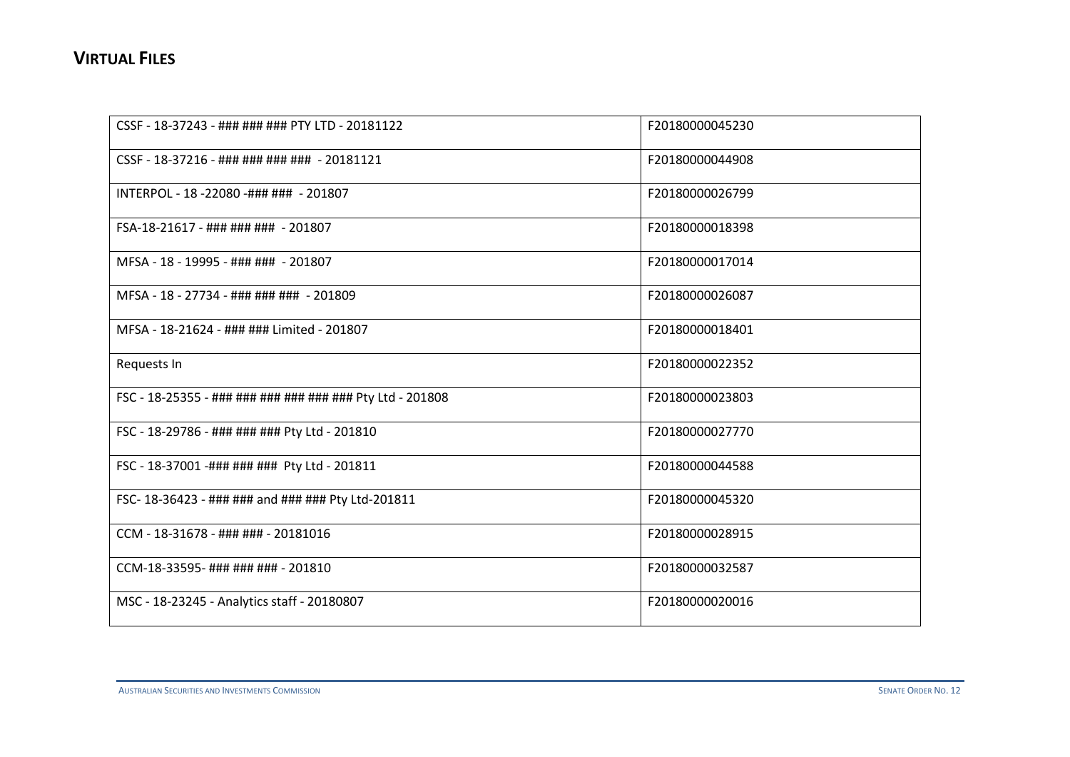## VIRTUAL FILES

| | |
|---|---|
| CSSF - 18-37243 - ### ### ### PTY LTD - 20181122 | F20180000045230 |
| CSSF - 18-37216 - ### ### ### ### - 20181121 | F20180000044908 |
| INTERPOL - 18 -22080 -### ### - 201807 | F20180000026799 |
| FSA-18-21617 - ### ### ### - 201807 | F20180000018398 |
| MFSA - 18 - 19995 - ### ### - 201807 | F20180000017014 |
| MFSA - 18 - 27734 - ### ### ### - 201809 | F20180000026087 |
| MFSA - 18-21624 - ### ### Limited - 201807 | F20180000018401 |
| Requests In | F20180000022352 |
| FSC - 18-25355 - ### ### ### ### ### ### Pty Ltd - 201808 | F20180000023803 |
| FSC - 18-29786 - ### ### ### Pty Ltd - 201810 | F20180000027770 |
| FSC - 18-37001 -### ### ### Pty Ltd - 201811 | F20180000044588 |
| FSC- 18-36423 - ### ### and ### ### Pty Ltd-201811 | F20180000045320 |
| CCM - 18-31678 - ### ### - 20181016 | F20180000028915 |
| CCM-18-33595- ### ### ### - 201810 | F20180000032587 |
| MSC - 18-23245 - Analytics staff - 20180807 | F20180000020016 |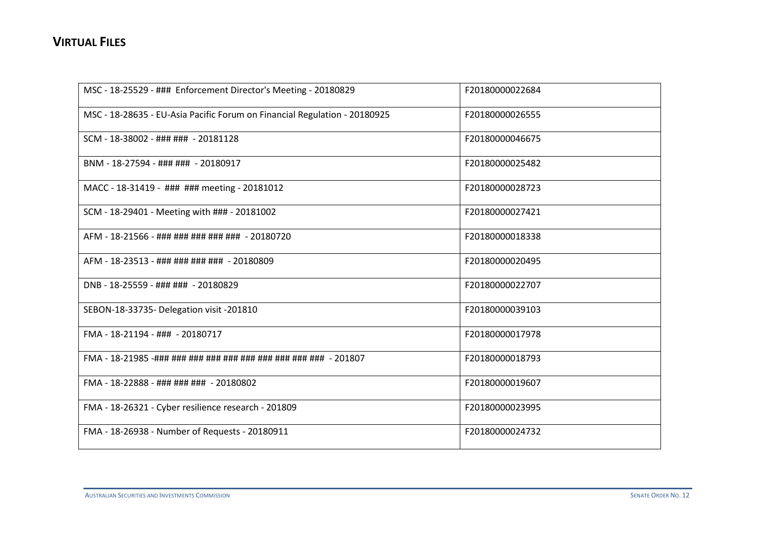## **Virtual Files**

| | |
|---|---|
| MSC - 18-25529 - ### Enforcement Director's Meeting - 20180829 | F20180000022684 |
| MSC - 18-28635 - EU-Asia Pacific Forum on Financial Regulation - 20180925 | F20180000026555 |
| SCM - 18-38002 - ### ### - 20181128 | F20180000046675 |
| BNM - 18-27594 - ### ### - 20180917 | F20180000025482 |
| MACC - 18-31419 - ### ### meeting - 20181012 | F20180000028723 |
| SCM - 18-29401 - Meeting with ### - 20181002 | F20180000027421 |
| AFM - 18-21566 - ### ### ### ### ### - 20180720 | F20180000018338 |
| AFM - 18-23513 - ### ### ### ### - 20180809 | F20180000020495 |
| DNB - 18-25559 - ### ### - 20180829 | F20180000022707 |
| SEBON-18-33735- Delegation visit -201810 | F20180000039103 |
| FMA - 18-21194 - ### - 20180717 | F20180000017978 |
| FMA - 18-21985 -### ### ### ### ### ### ### ### ### ### - 201807 | F20180000018793 |
| FMA - 18-22888 - ### ### ### - 20180802 | F20180000019607 |
| FMA - 18-26321 - Cyber resilience research - 201809 | F20180000023995 |
| FMA - 18-26938 - Number of Requests - 20180911 | F20180000024732 |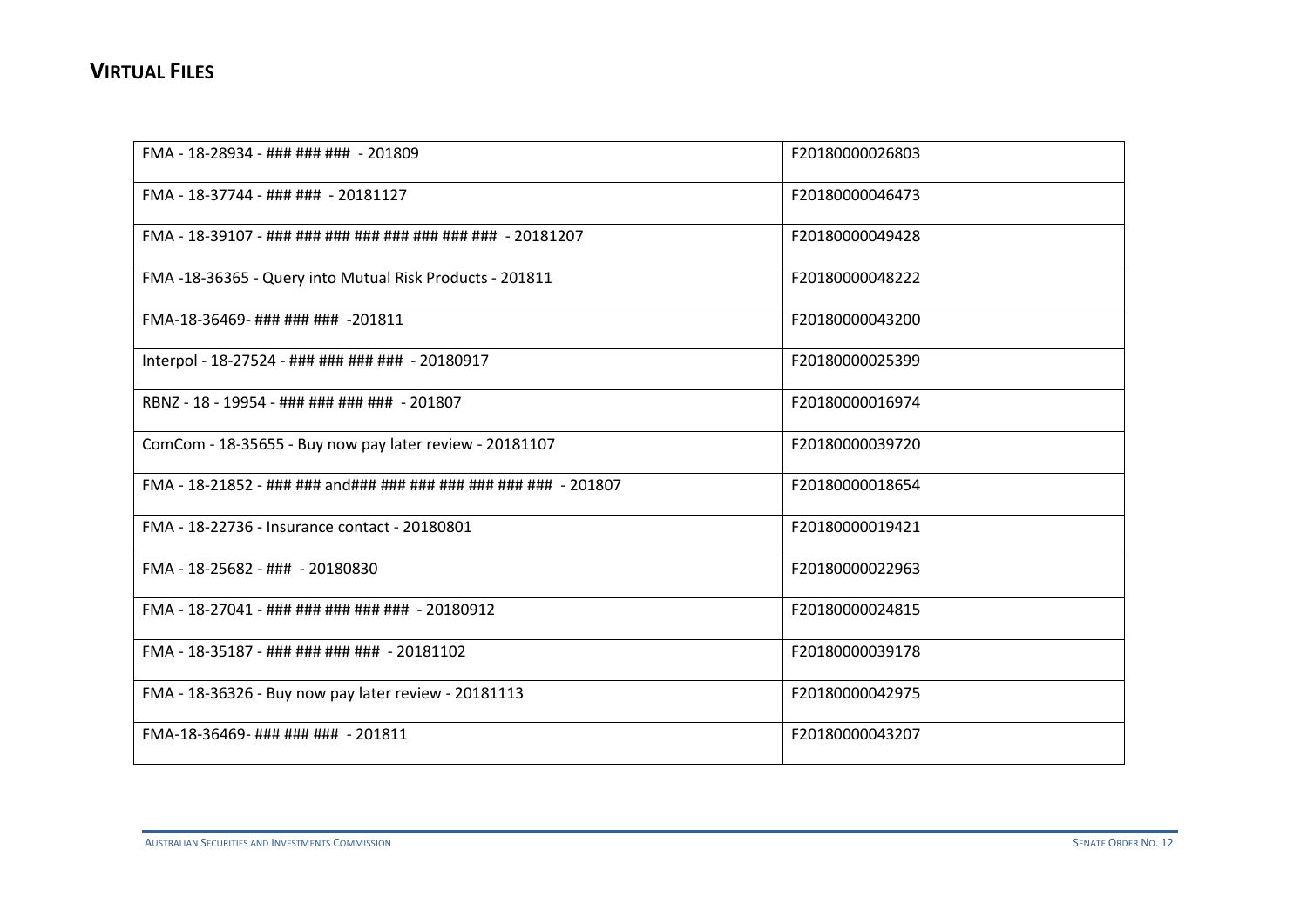## VIRTUAL FILES

| | |
|---|---|
| FMA - 18-28934 - ### ### ### - 201809 | F20180000026803 |
| FMA - 18-37744 - ### ### - 20181127 | F20180000046473 |
| FMA - 18-39107 - ### ### ### ### ### ### ### ### - 20181207 | F20180000049428 |
| FMA -18-36365 - Query into Mutual Risk Products - 201811 | F20180000048222 |
| FMA-18-36469- ### ### ### -201811 | F20180000043200 |
| Interpol - 18-27524 - ### ### ### ### - 20180917 | F20180000025399 |
| RBNZ - 18 - 19954 - ### ### ### ### - 201807 | F20180000016974 |
| ComCom - 18-35655 - Buy now pay later review - 20181107 | F20180000039720 |
| FMA - 18-21852 - ### ### and### ### ### ### ### ### ### - 201807 | F20180000018654 |
| FMA - 18-22736 - Insurance contact - 20180801 | F20180000019421 |
| FMA - 18-25682 - ### - 20180830 | F20180000022963 |
| FMA - 18-27041 - ### ### ### ### ### - 20180912 | F20180000024815 |
| FMA - 18-35187 - ### ### ### ### - 20181102 | F20180000039178 |
| FMA - 18-36326 - Buy now pay later review - 20181113 | F20180000042975 |
| FMA-18-36469- ### ### ### - 201811 | F20180000043207 |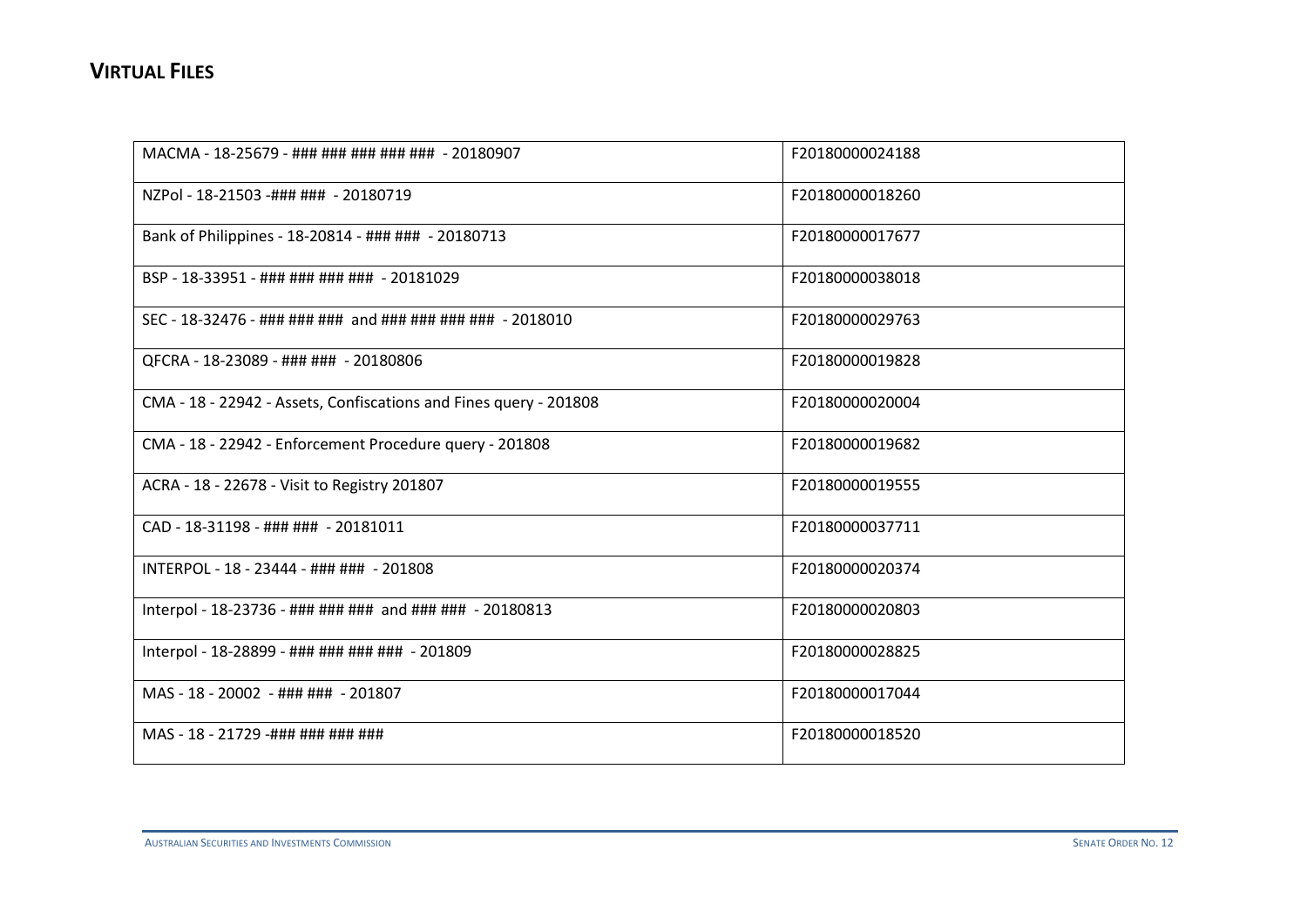## VIRTUAL FILES

| | |
|---|---|
| MACMA - 18-25679 - ### ### ### ### ### - 20180907 | F20180000024188 |
| NZPol - 18-21503 -### ### - 20180719 | F20180000018260 |
| Bank of Philippines - 18-20814 - ### ### - 20180713 | F20180000017677 |
| BSP - 18-33951 - ### ### ### ### - 20181029 | F20180000038018 |
| SEC - 18-32476 - ### ### ### and ### ### ### ### - 2018010 | F20180000029763 |
| QFCRA - 18-23089 - ### ### - 20180806 | F20180000019828 |
| CMA - 18 - 22942 - Assets, Confiscations and Fines query - 201808 | F20180000020004 |
| CMA - 18 - 22942 - Enforcement Procedure query - 201808 | F20180000019682 |
| ACRA - 18 - 22678 - Visit to Registry 201807 | F20180000019555 |
| CAD - 18-31198 - ### ### - 20181011 | F20180000037711 |
| INTERPOL - 18 - 23444 - ### ### - 201808 | F20180000020374 |
| Interpol - 18-23736 - ### ### ### and ### ### - 20180813 | F20180000020803 |
| Interpol - 18-28899 - ### ### ### ### - 201809 | F20180000028825 |
| MAS - 18 - 20002 - ### ### - 201807 | F20180000017044 |
| MAS - 18 - 21729 -### ### ### ### | F20180000018520 |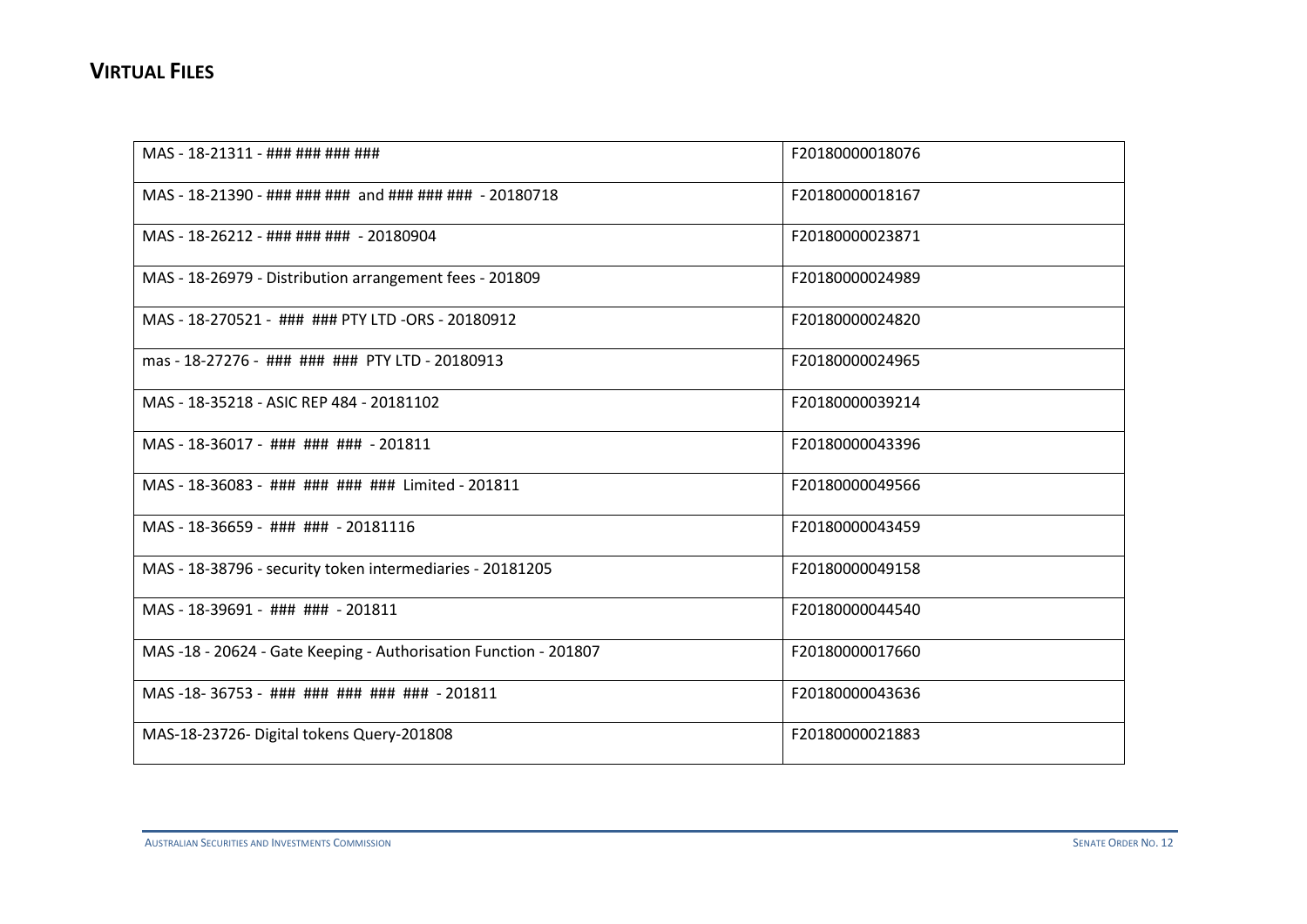## VIRTUAL FILES

| | |
|---|---|
| MAS - 18-21311 - ### ### ### ### | F20180000018076 |
| MAS - 18-21390 - ### ### ### and ### ### ### - 20180718 | F20180000018167 |
| MAS - 18-26212 - ### ### ### - 20180904 | F20180000023871 |
| MAS - 18-26979 - Distribution arrangement fees - 201809 | F20180000024989 |
| MAS - 18-270521 - ### ### PTY LTD -ORS - 20180912 | F20180000024820 |
| mas - 18-27276 - ### ### ### PTY LTD - 20180913 | F20180000024965 |
| MAS - 18-35218 - ASIC REP 484 - 20181102 | F20180000039214 |
| MAS - 18-36017 - ### ### ### - 201811 | F20180000043396 |
| MAS - 18-36083 - ### ### ### ### Limited - 201811 | F20180000049566 |
| MAS - 18-36659 - ### ### - 20181116 | F20180000043459 |
| MAS - 18-38796 - security token intermediaries - 20181205 | F20180000049158 |
| MAS - 18-39691 - ### ### - 201811 | F20180000044540 |
| MAS -18 - 20624 - Gate Keeping - Authorisation Function - 201807 | F20180000017660 |
| MAS -18- 36753 - ### ### ### ### ### - 201811 | F20180000043636 |
| MAS-18-23726- Digital tokens Query-201808 | F20180000021883 |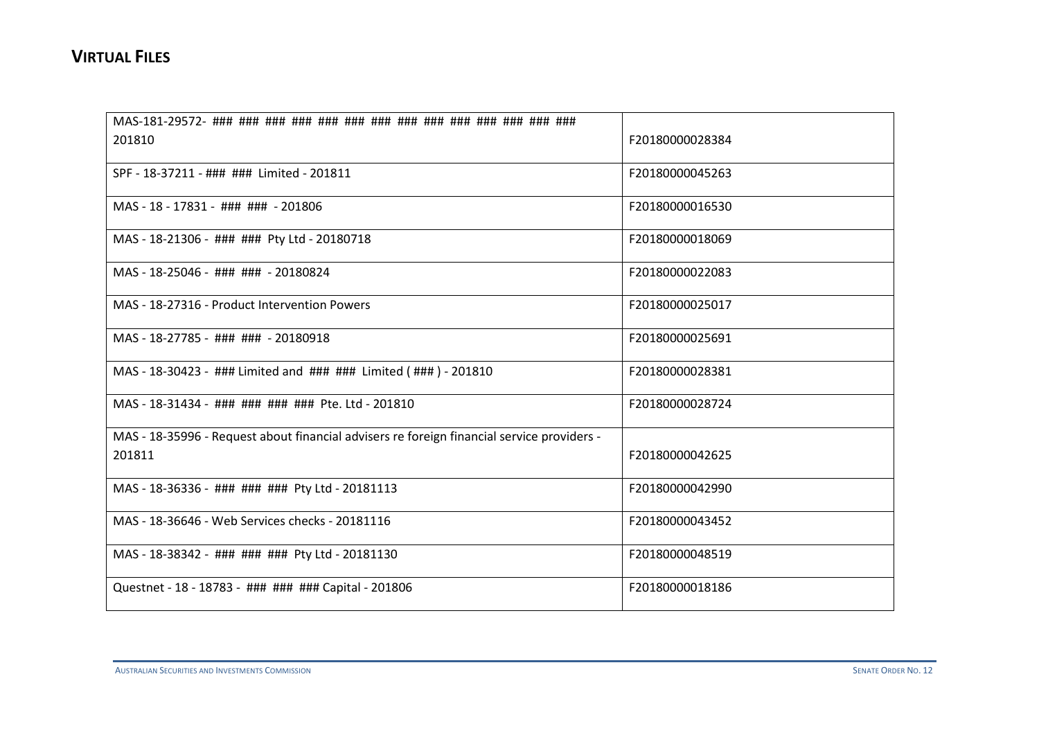## VIRTUAL FILES

| | |
|---|---|
| MAS-181-29572- ### ### ### ### ### ### ### ### ### ### ### ### ### ### 201810 | F20180000028384 |
| SPF - 18-37211 - ### ### Limited - 201811 | F20180000045263 |
| MAS - 18 - 17831 - ### ### - 201806 | F20180000016530 |
| MAS - 18-21306 - ### ### Pty Ltd - 20180718 | F20180000018069 |
| MAS - 18-25046 - ### ### - 20180824 | F20180000022083 |
| MAS - 18-27316 - Product Intervention Powers | F20180000025017 |
| MAS - 18-27785 - ### ### - 20180918 | F20180000025691 |
| MAS - 18-30423 - ### Limited and ### ### Limited ( ### ) - 201810 | F20180000028381 |
| MAS - 18-31434 - ### ### ### ### Pte. Ltd - 201810 | F20180000028724 |
| MAS - 18-35996 - Request about financial advisers re foreign financial service providers - 201811 | F20180000042625 |
| MAS - 18-36336 - ### ### ### Pty Ltd - 20181113 | F20180000042990 |
| MAS - 18-36646 - Web Services checks - 20181116 | F20180000043452 |
| MAS - 18-38342 - ### ### ### Pty Ltd - 20181130 | F20180000048519 |
| Questnet - 18 - 18783 - ### ### ### Capital - 201806 | F20180000018186 |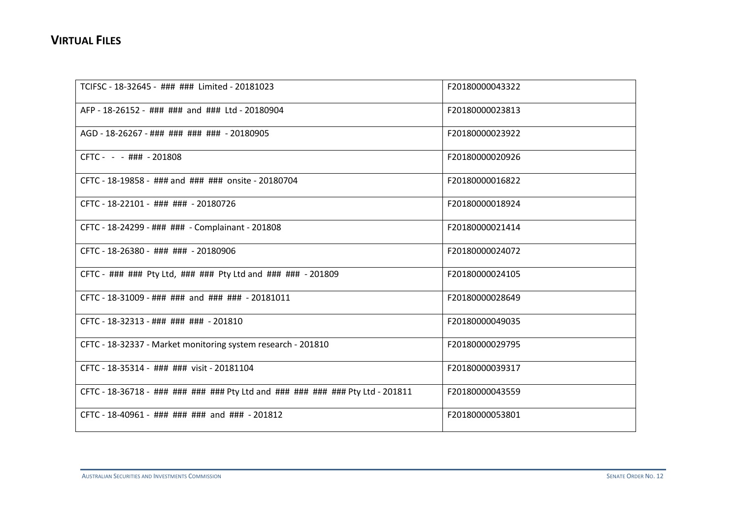## VIRTUAL FILES

| | |
|---|---|
| TCIFSC - 18-32645 - ### ### Limited - 20181023 | F20180000043322 |
| AFP - 18-26152 - ### ### and ### Ltd - 20180904 | F20180000023813 |
| AGD - 18-26267 - ### ### ### ### - 20180905 | F20180000023922 |
| CFTC - - - ### - 201808 | F20180000020926 |
| CFTC - 18-19858 - ### and ### ### onsite - 20180704 | F20180000016822 |
| CFTC - 18-22101 - ### ### - 20180726 | F20180000018924 |
| CFTC - 18-24299 - ### ### - Complainant - 201808 | F20180000021414 |
| CFTC - 18-26380 - ### ### - 20180906 | F20180000024072 |
| CFTC - ### ### Pty Ltd, ### ### Pty Ltd and ### ### - 201809 | F20180000024105 |
| CFTC - 18-31009 - ### ### and ### ### - 20181011 | F20180000028649 |
| CFTC - 18-32313 - ### ### ### - 201810 | F20180000049035 |
| CFTC - 18-32337 - Market monitoring system research - 201810 | F20180000029795 |
| CFTC - 18-35314 - ### ### visit - 20181104 | F20180000039317 |
| CFTC - 18-36718 - ### ### ### ### Pty Ltd and ### ### ### ### Pty Ltd - 201811 | F20180000043559 |
| CFTC - 18-40961 - ### ### ### and ### - 201812 | F20180000053801 |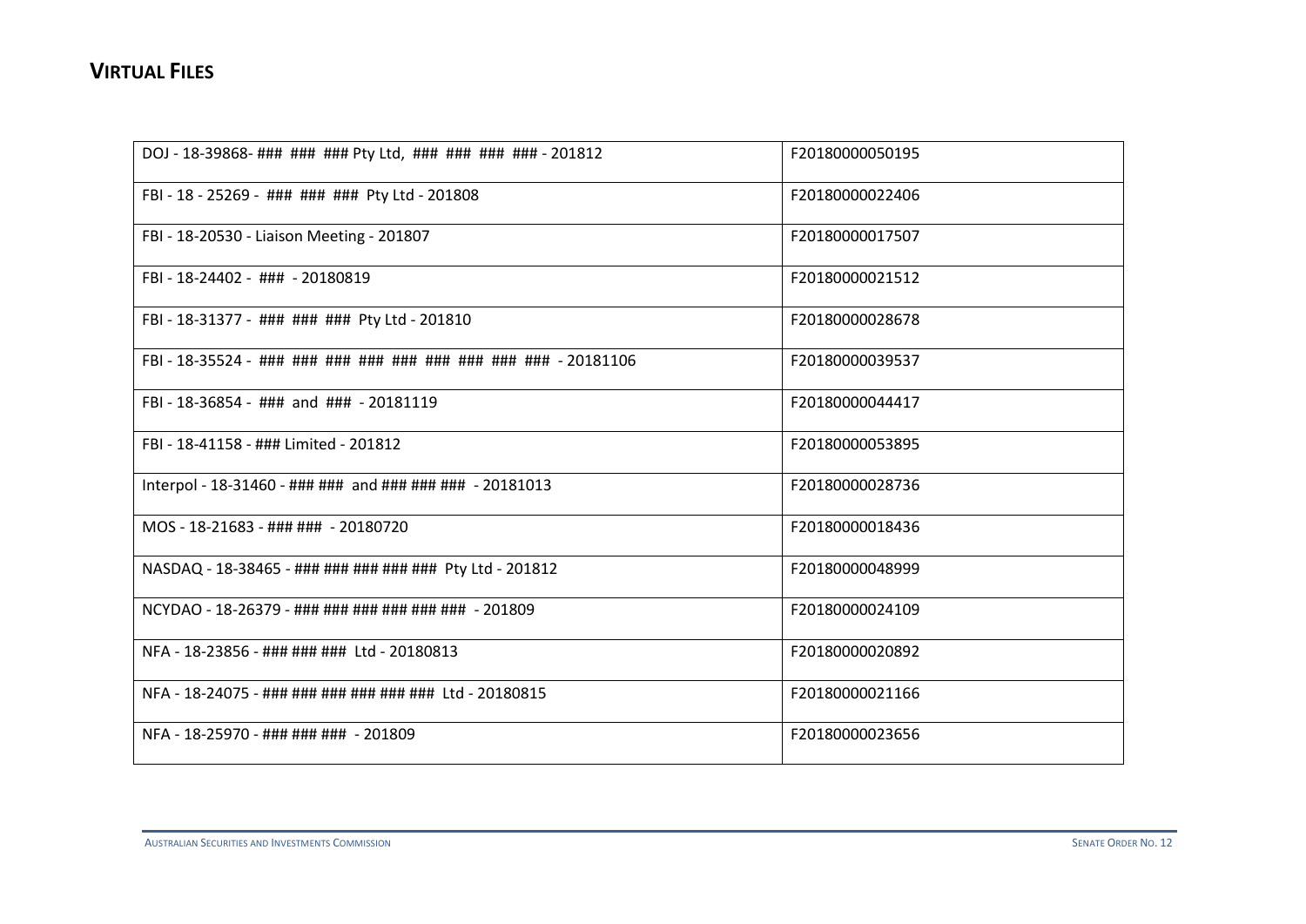## Virtual Files

| | |
|---|---|
| DOJ - 18-39868- ### ### ### Pty Ltd, ### ### ### ### - 201812 | F20180000050195 |
| FBI - 18 - 25269 - ### ### ### Pty Ltd - 201808 | F20180000022406 |
| FBI - 18-20530 - Liaison Meeting - 201807 | F20180000017507 |
| FBI - 18-24402 - ### - 20180819 | F20180000021512 |
| FBI - 18-31377 - ### ### ### Pty Ltd - 201810 | F20180000028678 |
| FBI - 18-35524 - ### ### ### ### ### ### ### ### ### - 20181106 | F20180000039537 |
| FBI - 18-36854 - ### and ### - 20181119 | F20180000044417 |
| FBI - 18-41158 - ### Limited - 201812 | F20180000053895 |
| Interpol - 18-31460 - ### ### and ### ### ### - 20181013 | F20180000028736 |
| MOS - 18-21683 - ### ### - 20180720 | F20180000018436 |
| NASDAQ - 18-38465 - ### ### ### ### ### Pty Ltd - 201812 | F20180000048999 |
| NCYDAO - 18-26379 - ### ### ### ### ### ### - 201809 | F20180000024109 |
| NFA - 18-23856 - ### ### ### Ltd - 20180813 | F20180000020892 |
| NFA - 18-24075 - ### ### ### ### ### ### Ltd - 20180815 | F20180000021166 |
| NFA - 18-25970 - ### ### ### - 201809 | F20180000023656 |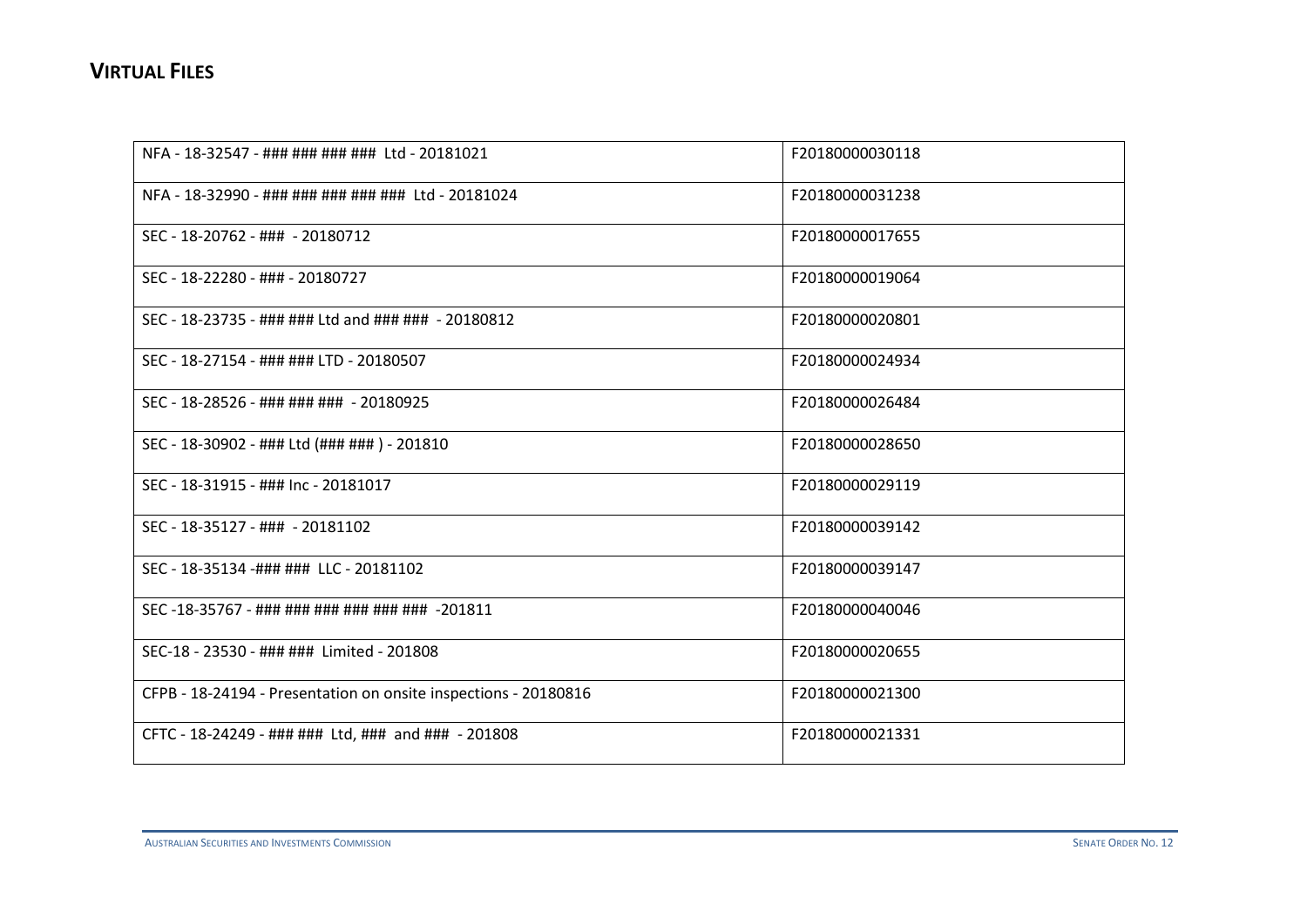## VIRTUAL FILES

| | |
|---|---|
| NFA - 18-32547 - ### ### ### ### Ltd - 20181021 | F20180000030118 |
| NFA - 18-32990 - ### ### ### ### ### Ltd - 20181024 | F20180000031238 |
| SEC - 18-20762 - ### - 20180712 | F20180000017655 |
| SEC - 18-22280 - ### - 20180727 | F20180000019064 |
| SEC - 18-23735 - ### ### Ltd and ### ### - 20180812 | F20180000020801 |
| SEC - 18-27154 - ### ### LTD - 20180507 | F20180000024934 |
| SEC - 18-28526 - ### ### ### - 20180925 | F20180000026484 |
| SEC - 18-30902 - ### Ltd (### ### ) - 201810 | F20180000028650 |
| SEC - 18-31915 - ### Inc - 20181017 | F20180000029119 |
| SEC - 18-35127 - ### - 20181102 | F20180000039142 |
| SEC - 18-35134 -### ### LLC - 20181102 | F20180000039147 |
| SEC -18-35767 - ### ### ### ### ### ### -201811 | F20180000040046 |
| SEC-18 - 23530 - ### ### Limited - 201808 | F20180000020655 |
| CFPB - 18-24194 - Presentation on onsite inspections - 20180816 | F20180000021300 |
| CFTC - 18-24249 - ### ### Ltd, ### and ### - 201808 | F20180000021331 |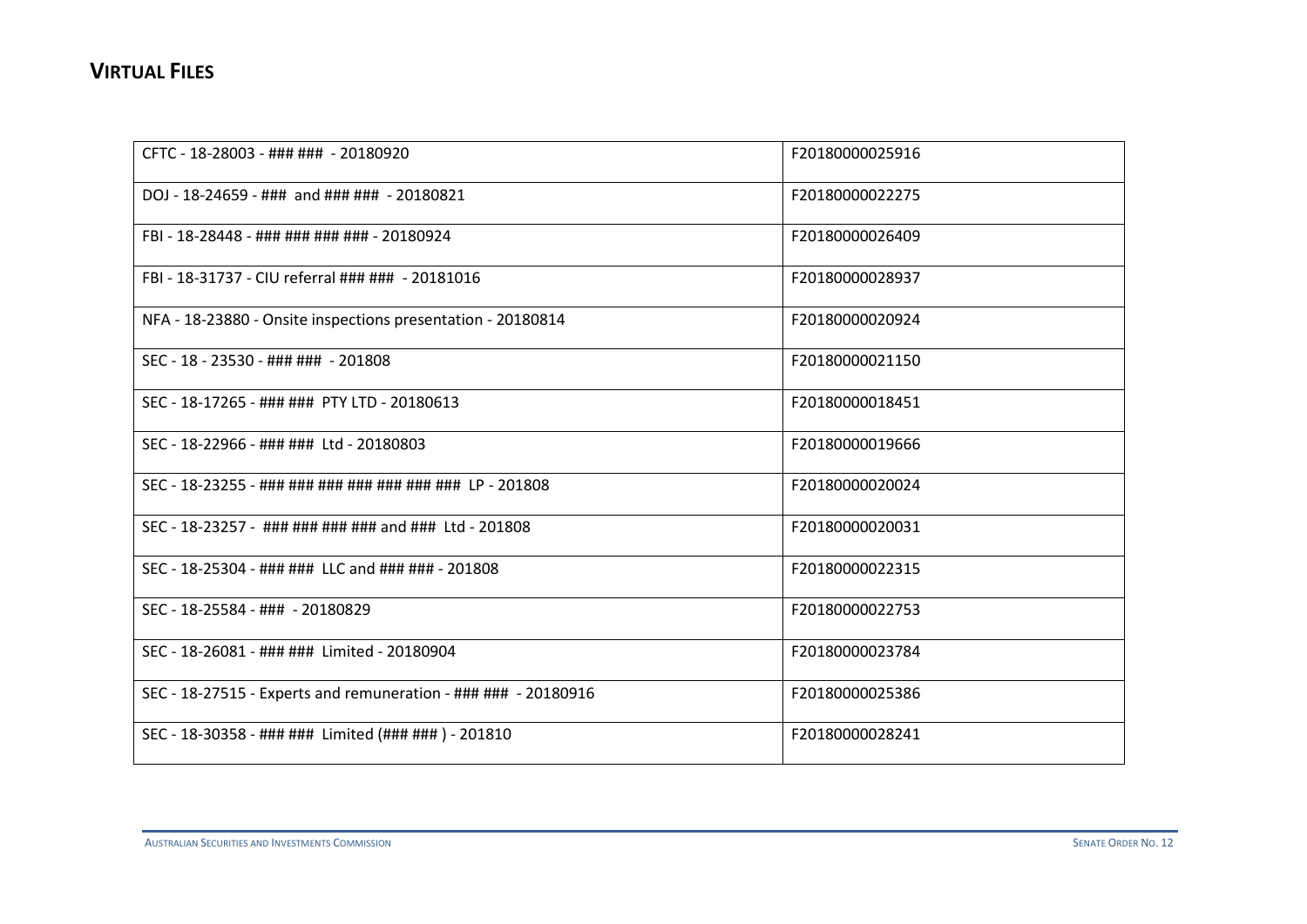## VIRTUAL FILES

| | |
|---|---|
| CFTC - 18-28003 - ### ### - 20180920 | F20180000025916 |
| DOJ - 18-24659 - ### and ### ### - 20180821 | F20180000022275 |
| FBI - 18-28448 - ### ### ### ### - 20180924 | F20180000026409 |
| FBI - 18-31737 - CIU referral ### ### - 20181016 | F20180000028937 |
| NFA - 18-23880 - Onsite inspections presentation - 20180814 | F20180000020924 |
| SEC - 18 - 23530 - ### ### - 201808 | F20180000021150 |
| SEC - 18-17265 - ### ### PTY LTD - 20180613 | F20180000018451 |
| SEC - 18-22966 - ### ### Ltd - 20180803 | F20180000019666 |
| SEC - 18-23255 - ### ### ### ### ### ### ### LP - 201808 | F20180000020024 |
| SEC - 18-23257 - ### ### ### ### and ### Ltd - 201808 | F20180000020031 |
| SEC - 18-25304 - ### ### LLC and ### ### - 201808 | F20180000022315 |
| SEC - 18-25584 - ### - 20180829 | F20180000022753 |
| SEC - 18-26081 - ### ### Limited - 20180904 | F20180000023784 |
| SEC - 18-27515 - Experts and remuneration - ### ### - 20180916 | F20180000025386 |
| SEC - 18-30358 - ### ### Limited (### ### ) - 201810 | F20180000028241 |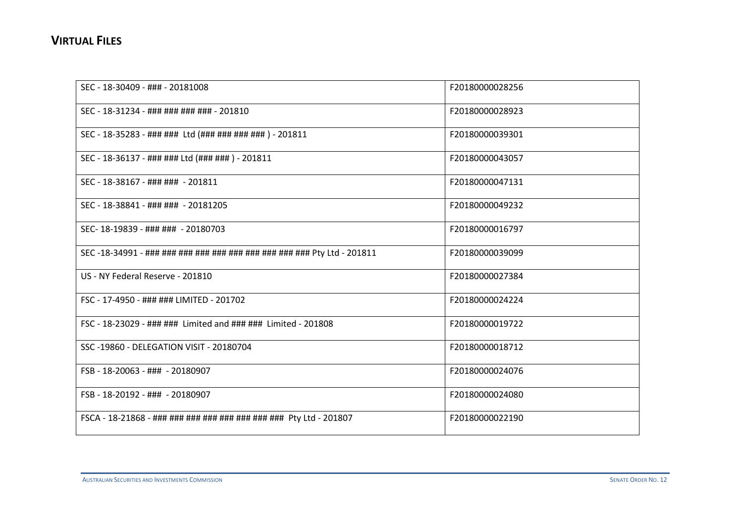## VIRTUAL FILES

| | |
|---|---|
| SEC - 18-30409 - ### - 20181008 | F20180000028256 |
| SEC - 18-31234 - ### ### ### ### - 201810 | F20180000028923 |
| SEC - 18-35283 - ### ### Ltd (### ### ### ### ) - 201811 | F20180000039301 |
| SEC - 18-36137 - ### ### Ltd (### ### ) - 201811 | F20180000043057 |
| SEC - 18-38167 - ### ### - 201811 | F20180000047131 |
| SEC - 18-38841 - ### ### - 20181205 | F20180000049232 |
| SEC- 18-19839 - ### ### - 20180703 | F20180000016797 |
| SEC -18-34991 - ### ### ### ### ### ### ### ### ### ### Pty Ltd - 201811 | F20180000039099 |
| US - NY Federal Reserve - 201810 | F20180000027384 |
| FSC - 17-4950 - ### ### LIMITED - 201702 | F20180000024224 |
| FSC - 18-23029 - ### ### Limited and ### ### Limited - 201808 | F20180000019722 |
| SSC -19860 - DELEGATION VISIT - 20180704 | F20180000018712 |
| FSB - 18-20063 - ### - 20180907 | F20180000024076 |
| FSB - 18-20192 - ### - 20180907 | F20180000024080 |
| FSCA - 18-21868 - ### ### ### ### ### ### ### ### Pty Ltd - 201807 | F20180000022190 |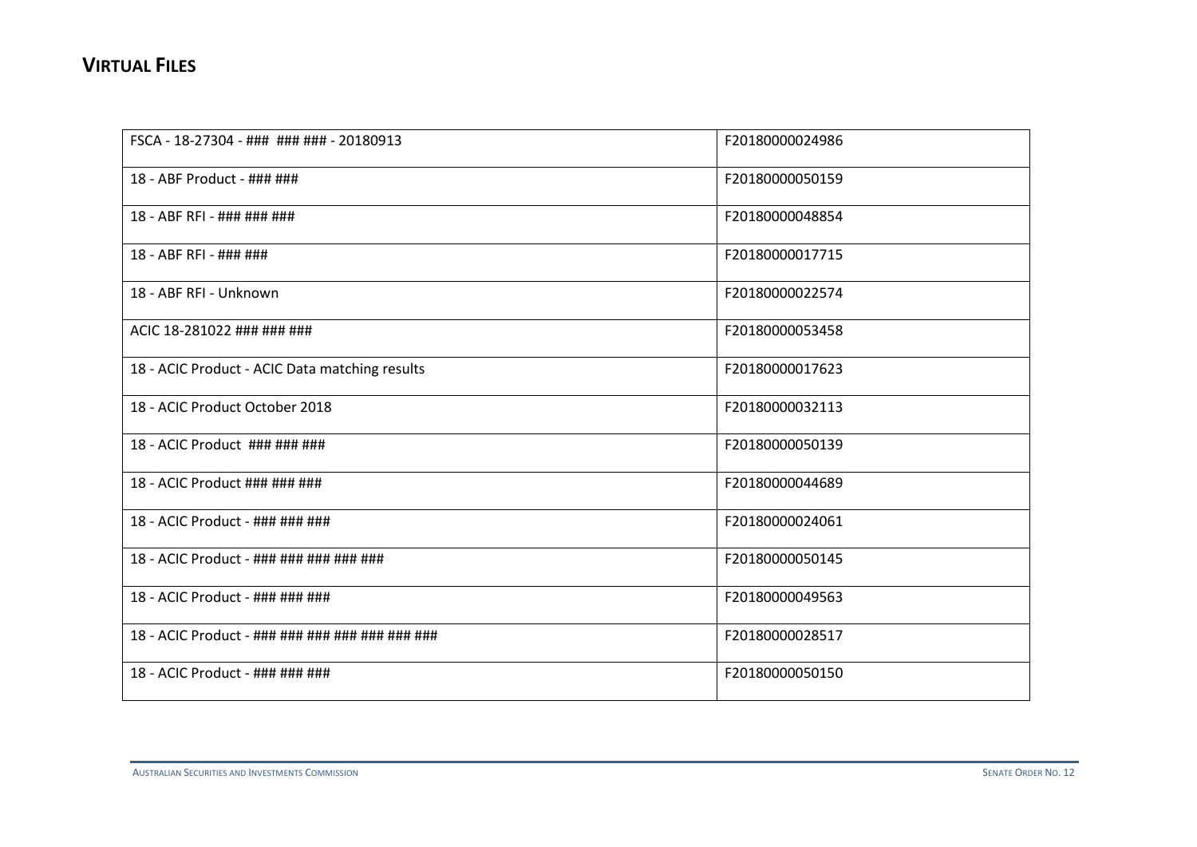## VIRTUAL FILES

| | |
|---|---|
| FSCA - 18-27304 - ### ### ### - 20180913 | F20180000024986 |
| 18 - ABF Product - ### ### | F20180000050159 |
| 18 - ABF RFI - ### ### ### | F20180000048854 |
| 18 - ABF RFI - ### ### | F20180000017715 |
| 18 - ABF RFI - Unknown | F20180000022574 |
| ACIC 18-281022 ### ### ### | F20180000053458 |
| 18 - ACIC Product - ACIC Data matching results | F20180000017623 |
| 18 - ACIC Product October 2018 | F20180000032113 |
| 18 - ACIC Product ### ### ### | F20180000050139 |
| 18 - ACIC Product ### ### ### | F20180000044689 |
| 18 - ACIC Product - ### ### ### | F20180000024061 |
| 18 - ACIC Product - ### ### ### ### ### | F20180000050145 |
| 18 - ACIC Product - ### ### ### | F20180000049563 |
| 18 - ACIC Product - ### ### ### ### ### ### ### | F20180000028517 |
| 18 - ACIC Product - ### ### ### | F20180000050150 |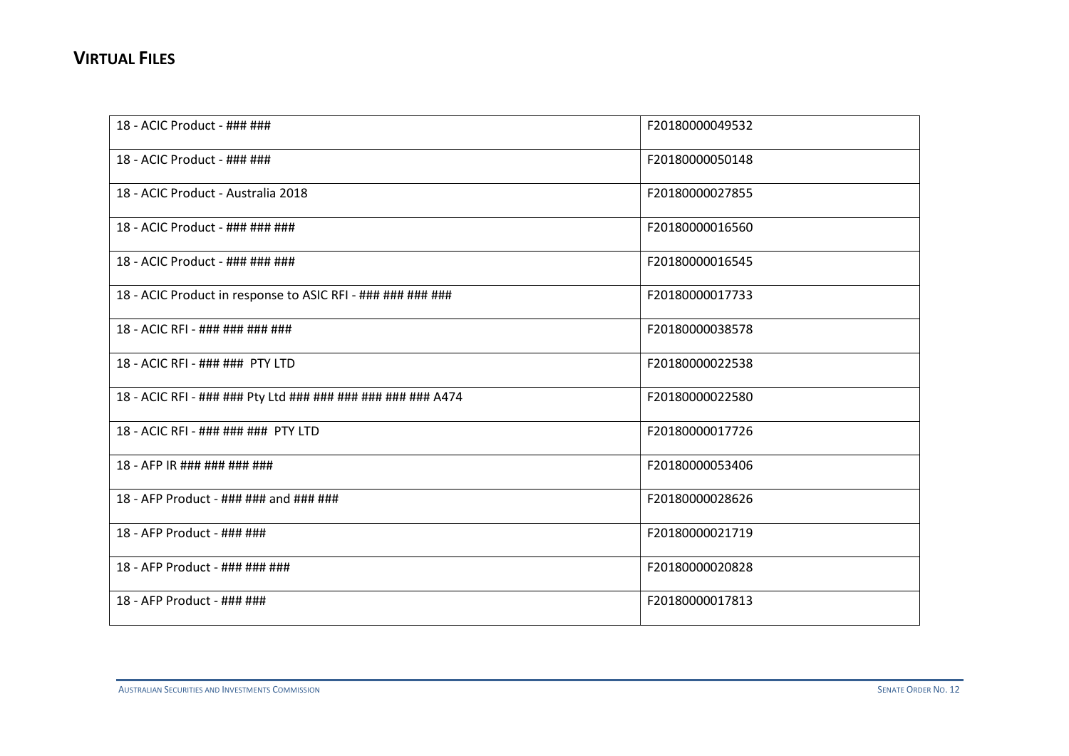## VIRTUAL FILES

| | |
|---|---|
| 18 - ACIC Product - ### ### | F20180000049532 |
| 18 - ACIC Product - ### ### | F20180000050148 |
| 18 - ACIC Product - Australia 2018 | F20180000027855 |
| 18 - ACIC Product - ### ### ### | F20180000016560 |
| 18 - ACIC Product - ### ### ### | F20180000016545 |
| 18 - ACIC Product in response to ASIC RFI - ### ### ### ### | F20180000017733 |
| 18 - ACIC RFI - ### ### ### ### | F20180000038578 |
| 18 - ACIC RFI - ### ### PTY LTD | F20180000022538 |
| 18 - ACIC RFI - ### ### Pty Ltd ### ### ### ### ### ### A474 | F20180000022580 |
| 18 - ACIC RFI - ### ### ### PTY LTD | F20180000017726 |
| 18 - AFP IR ### ### ### ### | F20180000053406 |
| 18 - AFP Product - ### ### and ### ### | F20180000028626 |
| 18 - AFP Product - ### ### | F20180000021719 |
| 18 - AFP Product - ### ### ### | F20180000020828 |
| 18 - AFP Product - ### ### | F20180000017813 |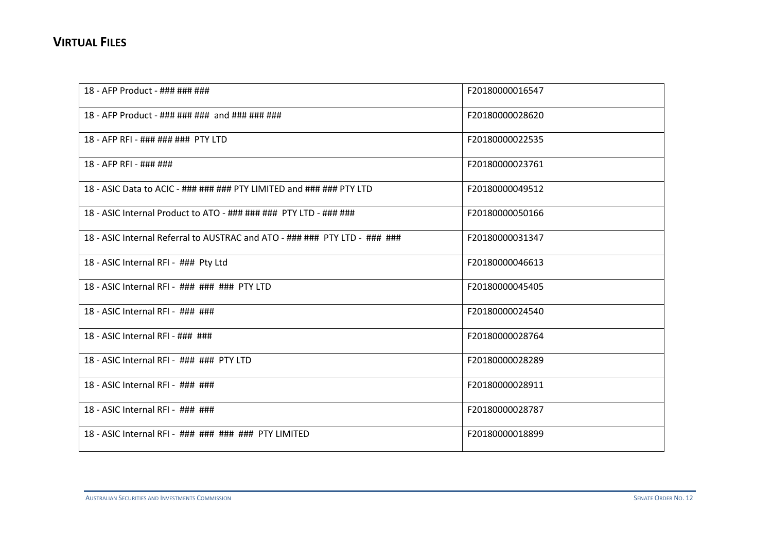## VIRTUAL FILES

| | |
|---|---|
| 18 - AFP Product - ### ### ### | F20180000016547 |
| 18 - AFP Product - ### ### ### and ### ### ### | F20180000028620 |
| 18 - AFP RFI - ### ### ### PTY LTD | F20180000022535 |
| 18 - AFP RFI - ### ### | F20180000023761 |
| 18 - ASIC Data to ACIC - ### ### ### PTY LIMITED and ### ### PTY LTD | F20180000049512 |
| 18 - ASIC Internal Product to ATO - ### ### ### PTY LTD - ### ### | F20180000050166 |
| 18 - ASIC Internal Referral to AUSTRAC and ATO - ### ### PTY LTD - ### ### | F20180000031347 |
| 18 - ASIC Internal RFI - ### Pty Ltd | F20180000046613 |
| 18 - ASIC Internal RFI - ### ### ### PTY LTD | F20180000045405 |
| 18 - ASIC Internal RFI - ### ### | F20180000024540 |
| 18 - ASIC Internal RFI - ### ### | F20180000028764 |
| 18 - ASIC Internal RFI - ### ### PTY LTD | F20180000028289 |
| 18 - ASIC Internal RFI - ### ### | F20180000028911 |
| 18 - ASIC Internal RFI - ### ### | F20180000028787 |
| 18 - ASIC Internal RFI - ### ### ### ### PTY LIMITED | F20180000018899 |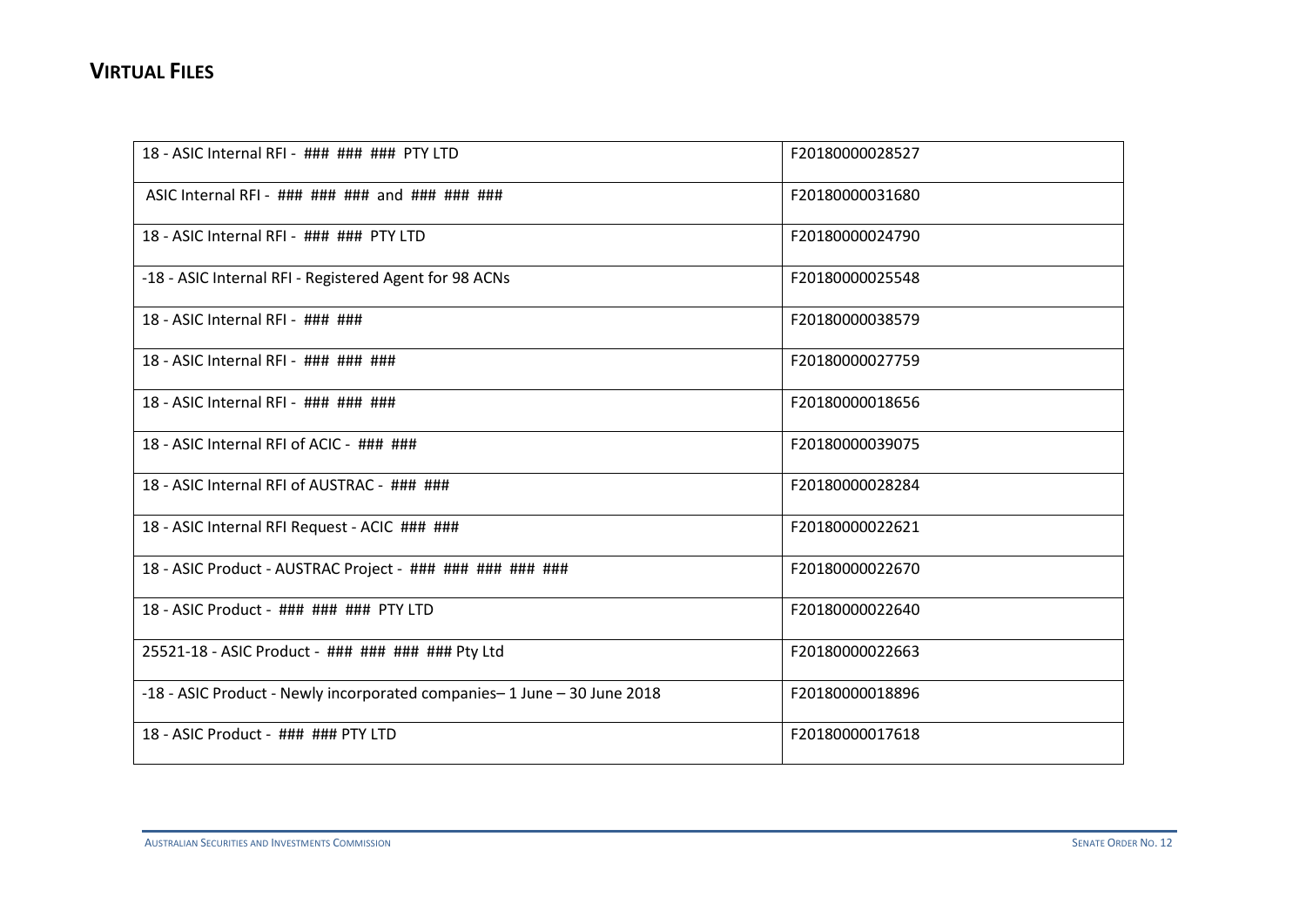## VIRTUAL FILES

| | |
|---|---|
| 18 - ASIC Internal RFI - ### ### ### PTY LTD | F20180000028527 |
| ASIC Internal RFI - ### ### ### and ### ### ### | F20180000031680 |
| 18 - ASIC Internal RFI - ### ### PTY LTD | F20180000024790 |
| -18 - ASIC Internal RFI - Registered Agent for 98 ACNs | F20180000025548 |
| 18 - ASIC Internal RFI - ### ### | F20180000038579 |
| 18 - ASIC Internal RFI - ### ### ### | F20180000027759 |
| 18 - ASIC Internal RFI - ### ### ### | F20180000018656 |
| 18 - ASIC Internal RFI of ACIC - ### ### | F20180000039075 |
| 18 - ASIC Internal RFI of AUSTRAC - ### ### | F20180000028284 |
| 18 - ASIC Internal RFI Request - ACIC ### ### | F20180000022621 |
| 18 - ASIC Product - AUSTRAC Project - ### ### ### ### ### | F20180000022670 |
| 18 - ASIC Product - ### ### ### PTY LTD | F20180000022640 |
| 25521-18 - ASIC Product - ### ### ### ### Pty Ltd | F20180000022663 |
| -18 - ASIC Product - Newly incorporated companies– 1 June – 30 June 2018 | F20180000018896 |
| 18 - ASIC Product - ### ### PTY LTD | F20180000017618 |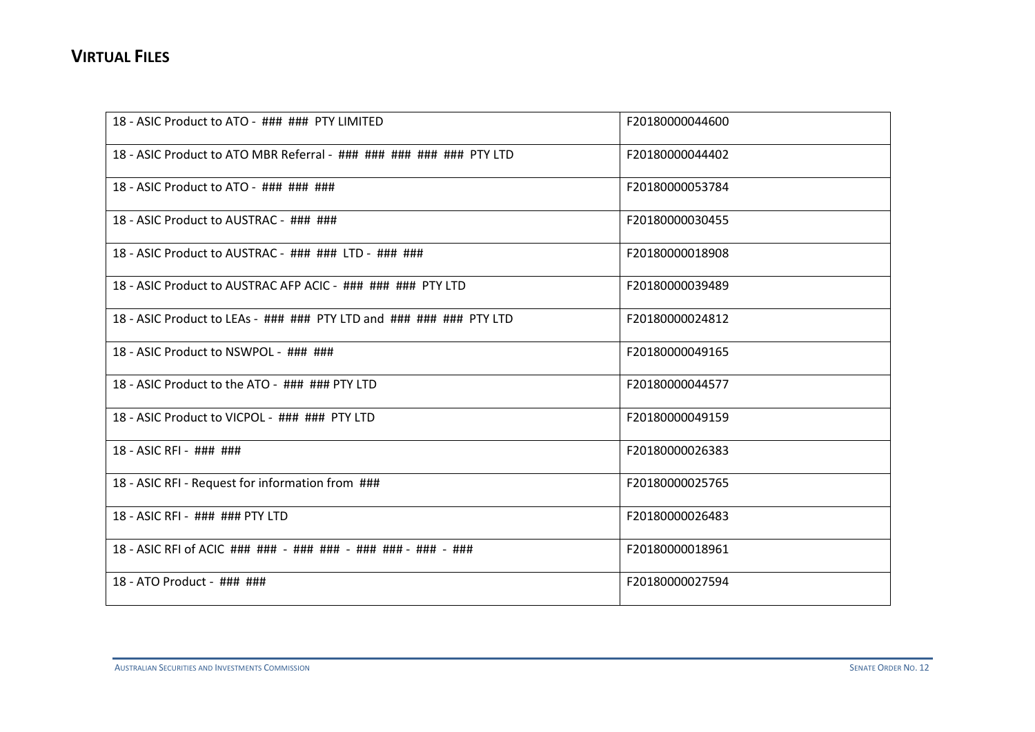## VIRTUAL FILES

| | |
|---|---|
| 18 - ASIC Product to ATO - ### ### PTY LIMITED | F20180000044600 |
| 18 - ASIC Product to ATO MBR Referral - ### ### ### ### ### PTY LTD | F20180000044402 |
| 18 - ASIC Product to ATO - ### ### ### | F20180000053784 |
| 18 - ASIC Product to AUSTRAC - ### ### | F20180000030455 |
| 18 - ASIC Product to AUSTRAC - ### ### LTD - ### ### | F20180000018908 |
| 18 - ASIC Product to AUSTRAC AFP ACIC - ### ### ### PTY LTD | F20180000039489 |
| 18 - ASIC Product to LEAs - ### ### PTY LTD and ### ### ### PTY LTD | F20180000024812 |
| 18 - ASIC Product to NSWPOL - ### ### | F20180000049165 |
| 18 - ASIC Product to the ATO - ### ### PTY LTD | F20180000044577 |
| 18 - ASIC Product to VICPOL - ### ### PTY LTD | F20180000049159 |
| 18 - ASIC RFI - ### ### | F20180000026383 |
| 18 - ASIC RFI - Request for information from ### | F20180000025765 |
| 18 - ASIC RFI - ### ### PTY LTD | F20180000026483 |
| 18 - ASIC RFI of ACIC ### ### - ### ### - ### ### - ### - ### | F20180000018961 |
| 18 - ATO Product - ### ### | F20180000027594 |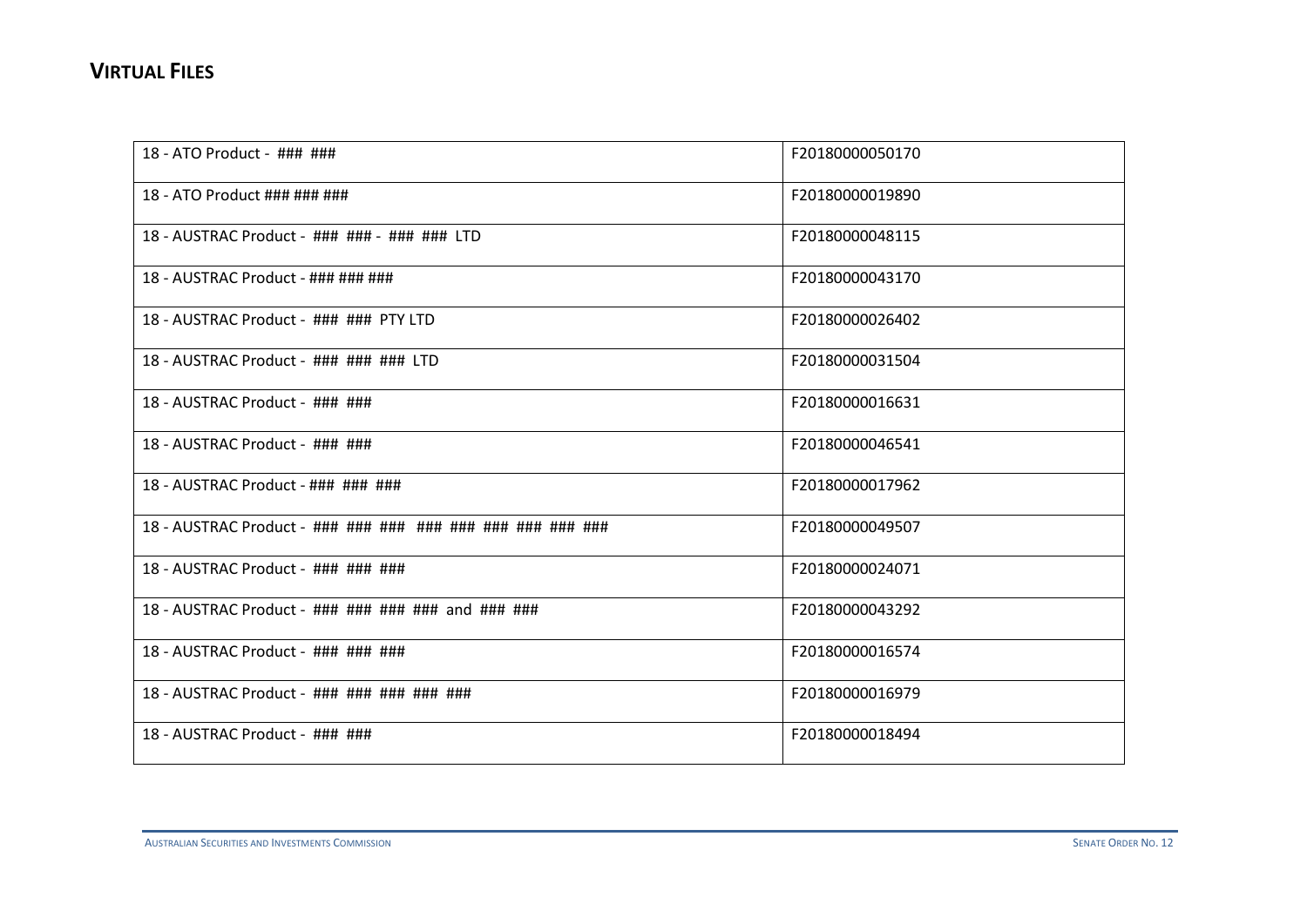## VIRTUAL FILES

| | |
|---|---|
| 18 - ATO Product - ### ### | F20180000050170 |
| 18 - ATO Product ### ### ### | F20180000019890 |
| 18 - AUSTRAC Product - ### ### - ### ### LTD | F20180000048115 |
| 18 - AUSTRAC Product - ### ### ### | F20180000043170 |
| 18 - AUSTRAC Product - ### ### PTY LTD | F20180000026402 |
| 18 - AUSTRAC Product - ### ### ### LTD | F20180000031504 |
| 18 - AUSTRAC Product - ### ### | F20180000016631 |
| 18 - AUSTRAC Product - ### ### | F20180000046541 |
| 18 - AUSTRAC Product - ### ### ### | F20180000017962 |
| 18 - AUSTRAC Product - ### ### ### ### ### ### ### ### ### | F20180000049507 |
| 18 - AUSTRAC Product - ### ### ### | F20180000024071 |
| 18 - AUSTRAC Product - ### ### ### ### and ### ### | F20180000043292 |
| 18 - AUSTRAC Product - ### ### ### | F20180000016574 |
| 18 - AUSTRAC Product - ### ### ### ### ### | F20180000016979 |
| 18 - AUSTRAC Product - ### ### | F20180000018494 |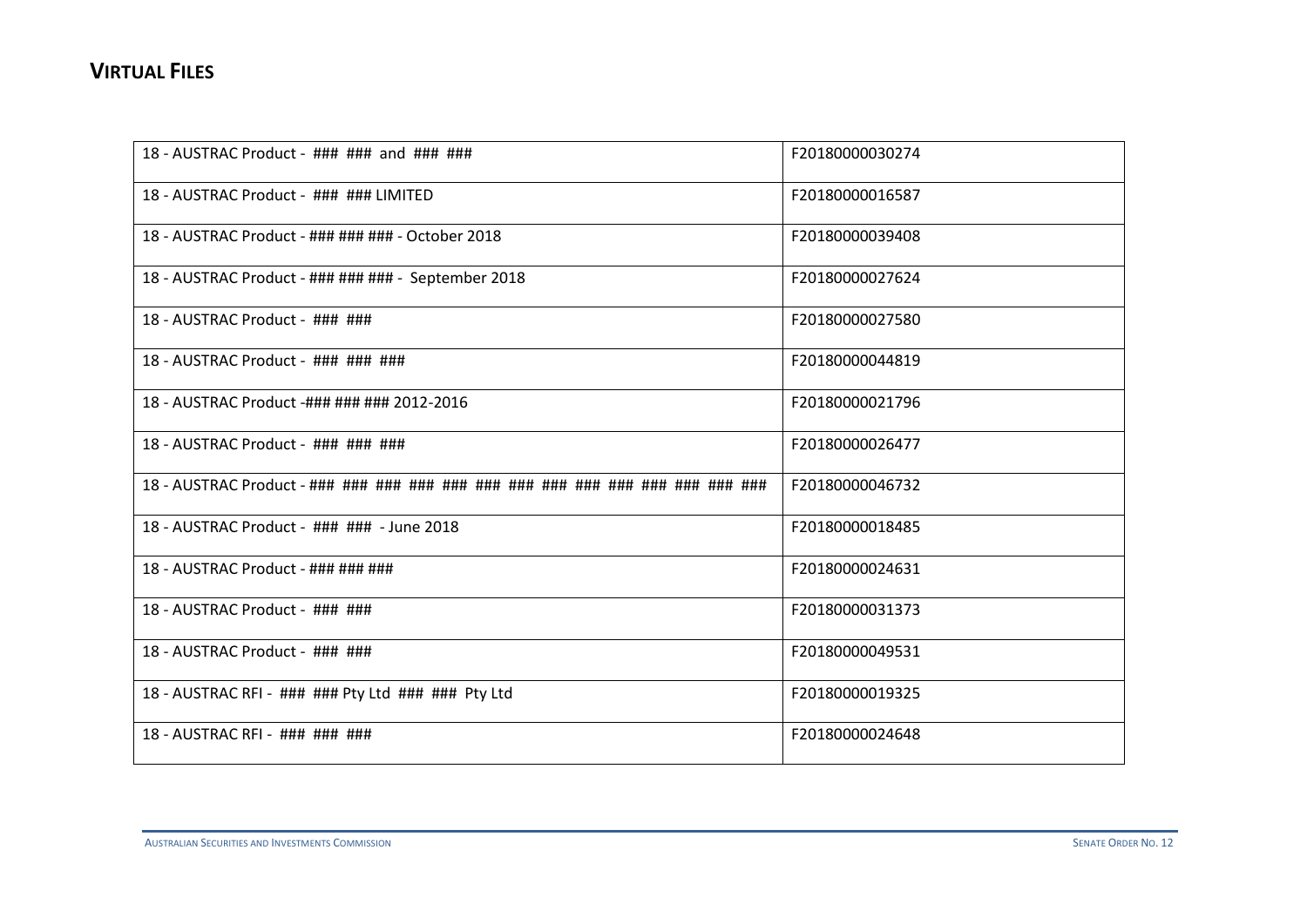## VIRTUAL FILES

| | |
|---|---|
| 18 - AUSTRAC Product - ### ### and ### ### | F20180000030274 |
| 18 - AUSTRAC Product - ### ### LIMITED | F20180000016587 |
| 18 - AUSTRAC Product - ### ### ### - October 2018 | F20180000039408 |
| 18 - AUSTRAC Product - ### ### ### - September 2018 | F20180000027624 |
| 18 - AUSTRAC Product - ### ### | F20180000027580 |
| 18 - AUSTRAC Product - ### ### ### | F20180000044819 |
| 18 - AUSTRAC Product -### ### ### 2012-2016 | F20180000021796 |
| 18 - AUSTRAC Product - ### ### ### | F20180000026477 |
| 18 - AUSTRAC Product - ### ### ### ### ### ### ### ### ### ### ### ### ### ### | F20180000046732 |
| 18 - AUSTRAC Product - ### ### - June 2018 | F20180000018485 |
| 18 - AUSTRAC Product - ### ### ### | F20180000024631 |
| 18 - AUSTRAC Product - ### ### | F20180000031373 |
| 18 - AUSTRAC Product - ### ### | F20180000049531 |
| 18 - AUSTRAC RFI - ### ### Pty Ltd ### ### Pty Ltd | F20180000019325 |
| 18 - AUSTRAC RFI - ### ### ### | F20180000024648 |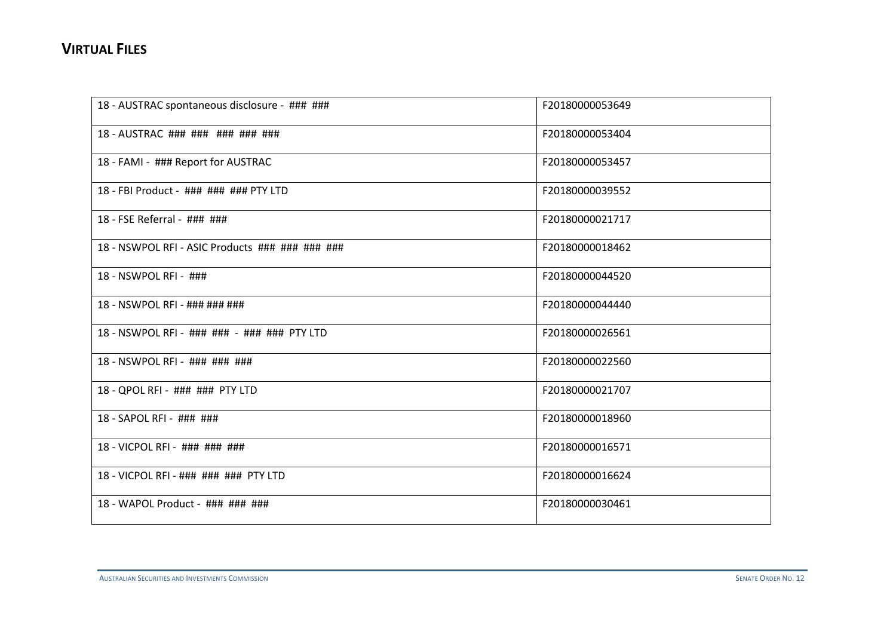## VIRTUAL FILES

| | |
|---|---|
| 18 - AUSTRAC spontaneous disclosure - ### ### | F20180000053649 |
| 18 - AUSTRAC ### ### ### ### ### | F20180000053404 |
| 18 - FAMI - ### Report for AUSTRAC | F20180000053457 |
| 18 - FBI Product - ### ### ### PTY LTD | F20180000039552 |
| 18 - FSE Referral - ### ### | F20180000021717 |
| 18 - NSWPOL RFI - ASIC Products ### ### ### ### | F20180000018462 |
| 18 - NSWPOL RFI - ### | F20180000044520 |
| 18 - NSWPOL RFI - ### ### ### | F20180000044440 |
| 18 - NSWPOL RFI - ### ### - ### ### PTY LTD | F20180000026561 |
| 18 - NSWPOL RFI - ### ### ### | F20180000022560 |
| 18 - QPOL RFI - ### ### PTY LTD | F20180000021707 |
| 18 - SAPOL RFI - ### ### | F20180000018960 |
| 18 - VICPOL RFI - ### ### ### | F20180000016571 |
| 18 - VICPOL RFI - ### ### ### PTY LTD | F20180000016624 |
| 18 - WAPOL Product - ### ### ### | F20180000030461 |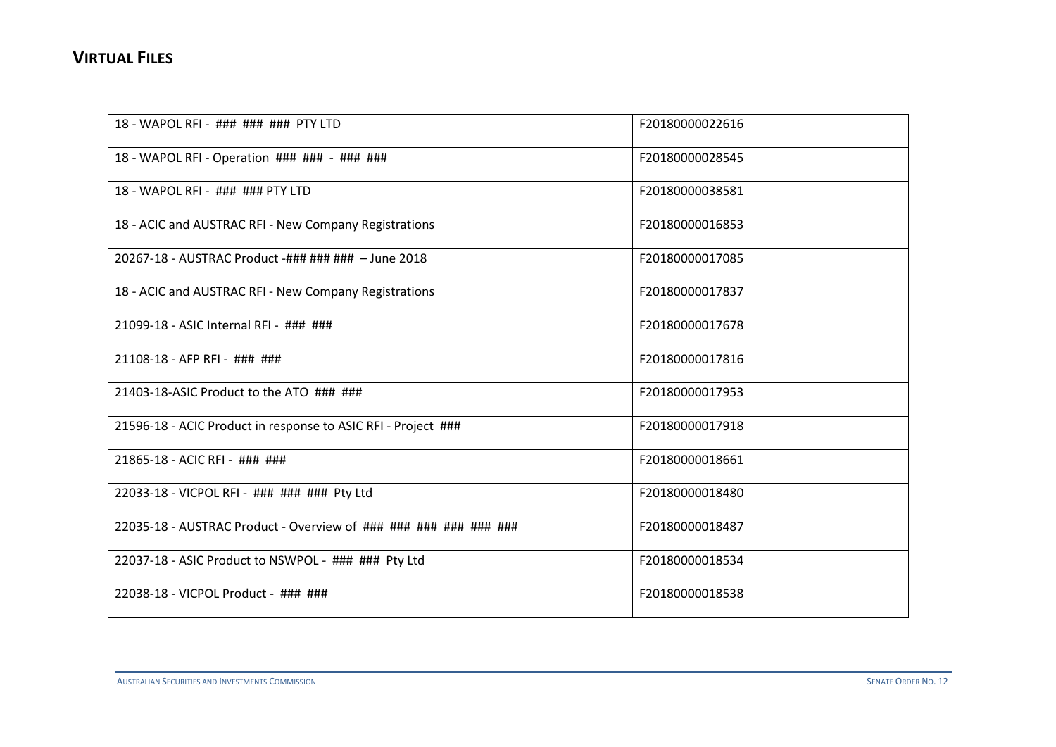## VIRTUAL FILES

| | |
|---|---|
| 18 - WAPOL RFI - ### ### ### PTY LTD | F20180000022616 |
| 18 - WAPOL RFI - Operation ### ### - ### ### | F20180000028545 |
| 18 - WAPOL RFI - ### ### PTY LTD | F20180000038581 |
| 18 - ACIC and AUSTRAC RFI - New Company Registrations | F20180000016853 |
| 20267-18 - AUSTRAC Product -### ### ### – June 2018 | F20180000017085 |
| 18 - ACIC and AUSTRAC RFI - New Company Registrations | F20180000017837 |
| 21099-18 - ASIC Internal RFI - ### ### | F20180000017678 |
| 21108-18 - AFP RFI - ### ### | F20180000017816 |
| 21403-18-ASIC Product to the ATO ### ### | F20180000017953 |
| 21596-18 - ACIC Product in response to ASIC RFI - Project ### | F20180000017918 |
| 21865-18 - ACIC RFI - ### ### | F20180000018661 |
| 22033-18 - VICPOL RFI - ### ### ### Pty Ltd | F20180000018480 |
| 22035-18 - AUSTRAC Product - Overview of ### ### ### ### ### ### | F20180000018487 |
| 22037-18 - ASIC Product to NSWPOL - ### ### Pty Ltd | F20180000018534 |
| 22038-18 - VICPOL Product - ### ### | F20180000018538 |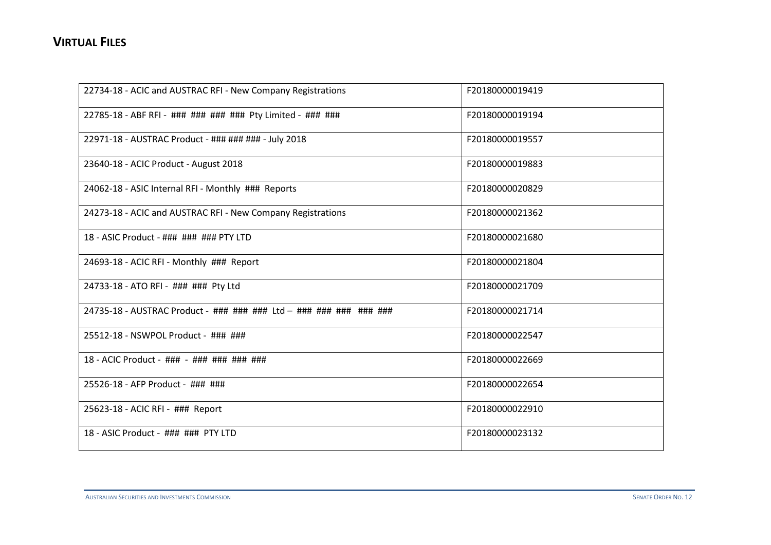## VIRTUAL FILES

| | |
|---|---|
| 22734-18 - ACIC and AUSTRAC RFI - New Company Registrations | F20180000019419 |
| 22785-18 - ABF RFI - ### ### ### ### Pty Limited - ### ### | F20180000019194 |
| 22971-18 - AUSTRAC Product - ### ### ### - July 2018 | F20180000019557 |
| 23640-18 - ACIC Product - August 2018 | F20180000019883 |
| 24062-18 - ASIC Internal RFI - Monthly ### Reports | F20180000020829 |
| 24273-18 - ACIC and AUSTRAC RFI - New Company Registrations | F20180000021362 |
| 18 - ASIC Product - ### ### ### PTY LTD | F20180000021680 |
| 24693-18 - ACIC RFI - Monthly ### Report | F20180000021804 |
| 24733-18 - ATO RFI - ### ### Pty Ltd | F20180000021709 |
| 24735-18 - AUSTRAC Product - ### ### ### Ltd – ### ### ### ### ### | F20180000021714 |
| 25512-18 - NSWPOL Product - ### ### | F20180000022547 |
| 18 - ACIC Product - ### - ### ### ### ### | F20180000022669 |
| 25526-18 - AFP Product - ### ### | F20180000022654 |
| 25623-18 - ACIC RFI - ### Report | F20180000022910 |
| 18 - ASIC Product - ### ### PTY LTD | F20180000023132 |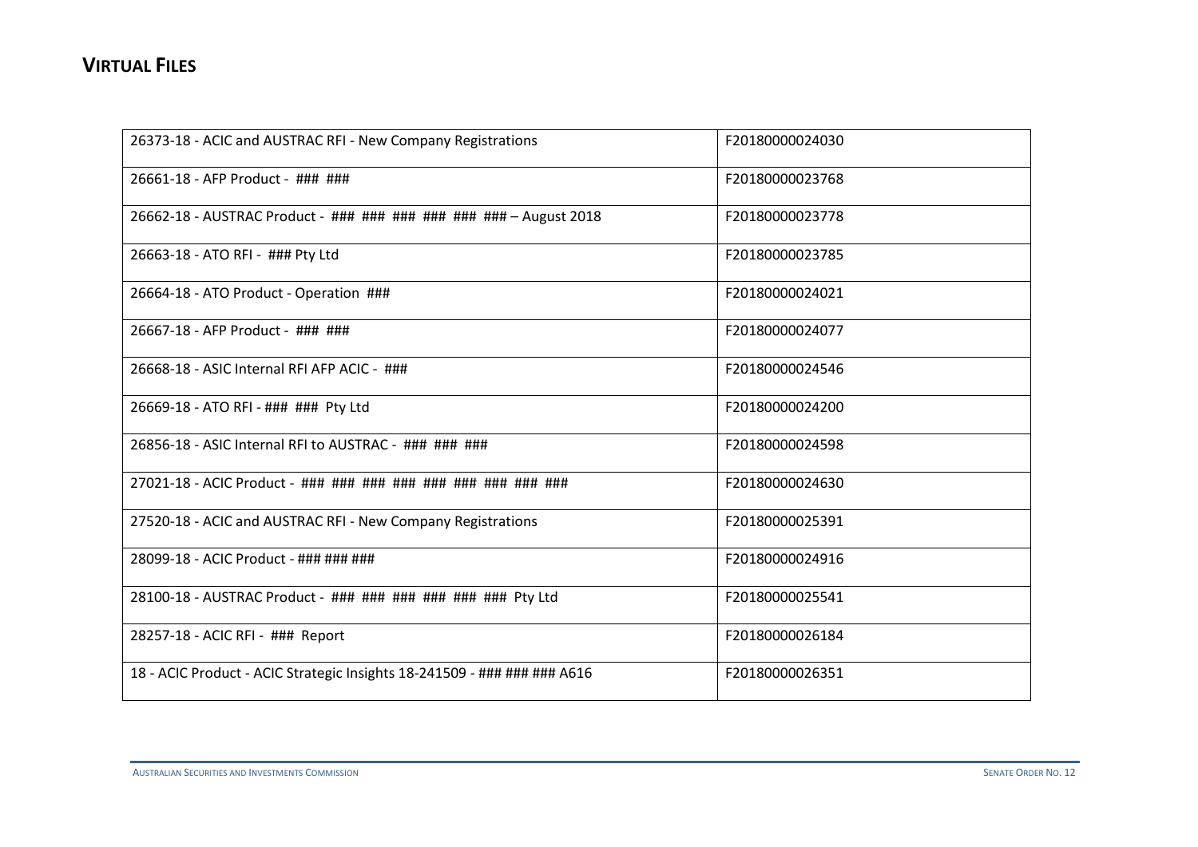## **VIRTUAL FILES**

| | |
|---|---|
| 26373-18 - ACIC and AUSTRAC RFI - New Company Registrations | F20180000024030 |
| 26661-18 - AFP Product - ### ### | F20180000023768 |
| 26662-18 - AUSTRAC Product - ### ### ### ### ### ### – August 2018 | F20180000023778 |
| 26663-18 - ATO RFI - ### Pty Ltd | F20180000023785 |
| 26664-18 - ATO Product - Operation ### | F20180000024021 |
| 26667-18 - AFP Product - ### ### | F20180000024077 |
| 26668-18 - ASIC Internal RFI AFP ACIC - ### | F20180000024546 |
| 26669-18 - ATO RFI - ### ### Pty Ltd | F20180000024200 |
| 26856-18 - ASIC Internal RFI to AUSTRAC - ### ### ### | F20180000024598 |
| 27021-18 - ACIC Product - ### ### ### ### ### ### ### ### ### | F20180000024630 |
| 27520-18 - ACIC and AUSTRAC RFI - New Company Registrations | F20180000025391 |
| 28099-18 - ACIC Product - ### ### ### | F20180000024916 |
| 28100-18 - AUSTRAC Product - ### ### ### ### ### ### Pty Ltd | F20180000025541 |
| 28257-18 - ACIC RFI - ### Report | F20180000026184 |
| 18 - ACIC Product - ACIC Strategic Insights 18-241509 - ### ### ### A616 | F20180000026351 |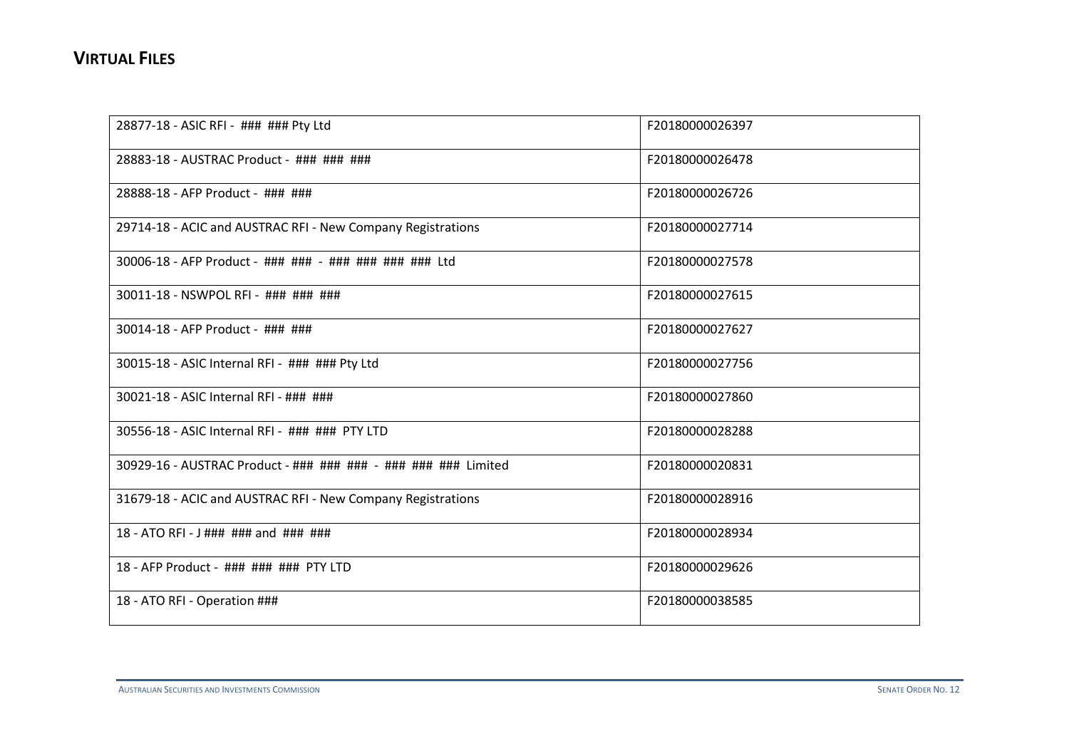## VIRTUAL FILES

| | |
|---|---|
| 28877-18 - ASIC RFI - ### ### Pty Ltd | F20180000026397 |
| 28883-18 - AUSTRAC Product - ### ### ### | F20180000026478 |
| 28888-18 - AFP Product - ### ### | F20180000026726 |
| 29714-18 - ACIC and AUSTRAC RFI - New Company Registrations | F20180000027714 |
| 30006-18 - AFP Product - ### ### - ### ### ### ### Ltd | F20180000027578 |
| 30011-18 - NSWPOL RFI - ### ### ### | F20180000027615 |
| 30014-18 - AFP Product - ### ### | F20180000027627 |
| 30015-18 - ASIC Internal RFI - ### ### Pty Ltd | F20180000027756 |
| 30021-18 - ASIC Internal RFI - ### ### | F20180000027860 |
| 30556-18 - ASIC Internal RFI - ### ### PTY LTD | F20180000028288 |
| 30929-16 - AUSTRAC Product - ### ### ### - ### ### ### Limited | F20180000020831 |
| 31679-18 - ACIC and AUSTRAC RFI - New Company Registrations | F20180000028916 |
| 18 - ATO RFI - J ### ### and ### ### | F20180000028934 |
| 18 - AFP Product - ### ### ### PTY LTD | F20180000029626 |
| 18 - ATO RFI - Operation ### | F20180000038585 |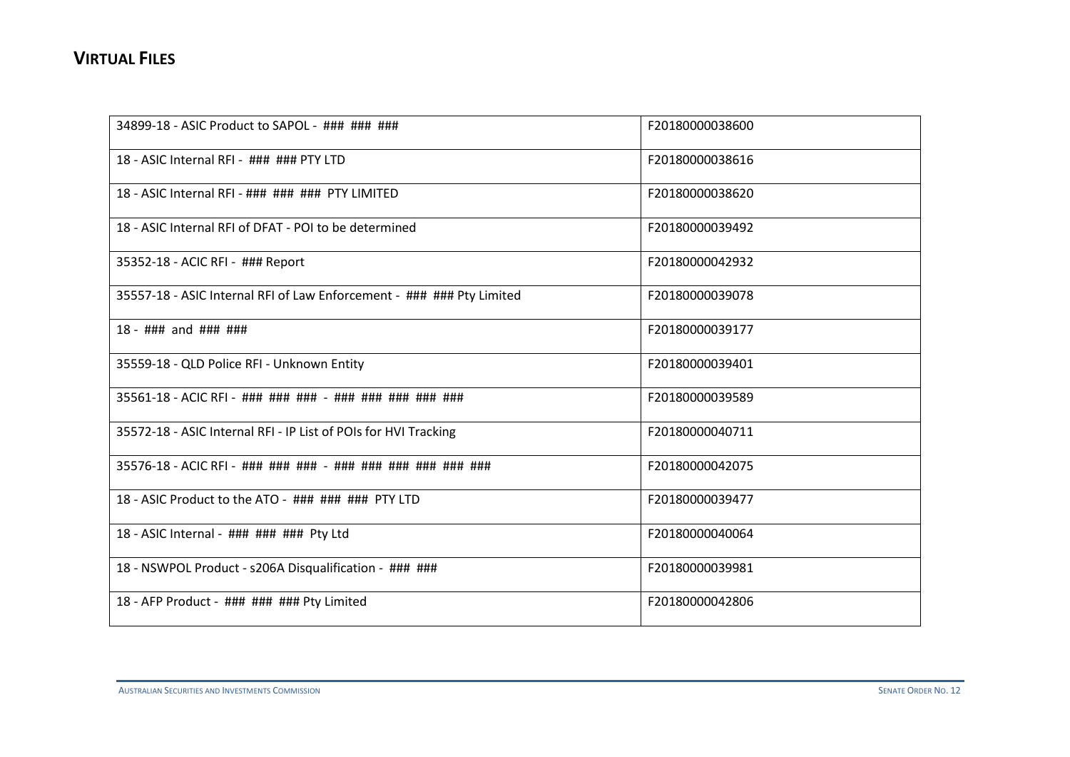## VIRTUAL FILES

| | |
|---|---|
| 34899-18 - ASIC Product to SAPOL - ### ### ### | F20180000038600 |
| 18 - ASIC Internal RFI - ### ### PTY LTD | F20180000038616 |
| 18 - ASIC Internal RFI - ### ### ### PTY LIMITED | F20180000038620 |
| 18 - ASIC Internal RFI of DFAT - POI to be determined | F20180000039492 |
| 35352-18 - ACIC RFI - ### Report | F20180000042932 |
| 35557-18 - ASIC Internal RFI of Law Enforcement - ### ### Pty Limited | F20180000039078 |
| 18 - ### and ### ### | F20180000039177 |
| 35559-18 - QLD Police RFI - Unknown Entity | F20180000039401 |
| 35561-18 - ACIC RFI - ### ### ### - ### ### ### ### ### | F20180000039589 |
| 35572-18 - ASIC Internal RFI - IP List of POIs for HVI Tracking | F20180000040711 |
| 35576-18 - ACIC RFI - ### ### ### - ### ### ### ### ### ### | F20180000042075 |
| 18 - ASIC Product to the ATO - ### ### ### PTY LTD | F20180000039477 |
| 18 - ASIC Internal - ### ### ### Pty Ltd | F20180000040064 |
| 18 - NSWPOL Product - s206A Disqualification - ### ### | F20180000039981 |
| 18 - AFP Product - ### ### ### Pty Limited | F20180000042806 |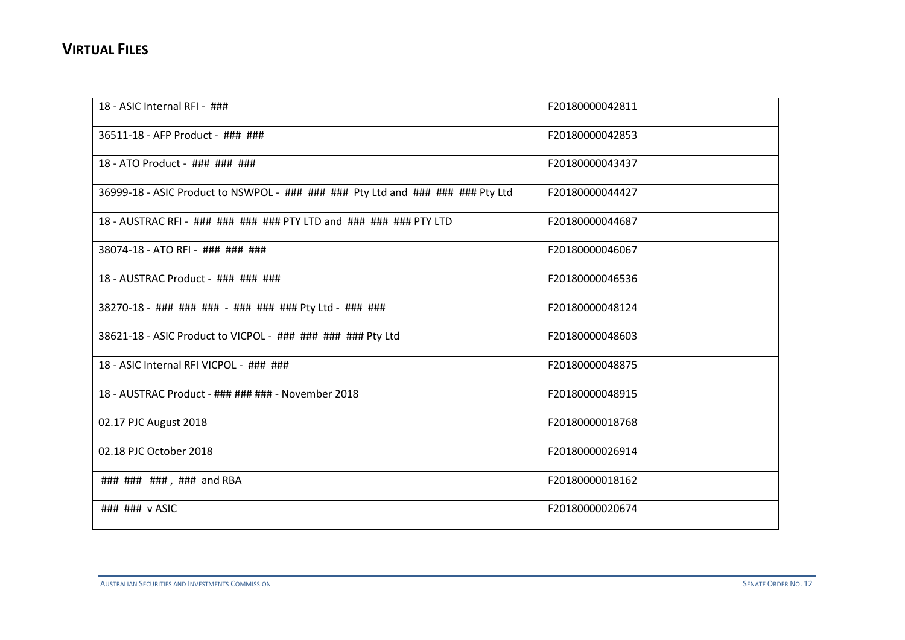## VIRTUAL FILES

| | |
|---|---|
| 18 - ASIC Internal RFI - ### | F20180000042811 |
| 36511-18 - AFP Product - ### ### | F20180000042853 |
| 18 - ATO Product - ### ### ### | F20180000043437 |
| 36999-18 - ASIC Product to NSWPOL - ### ### ### Pty Ltd and ### ### ### Pty Ltd | F20180000044427 |
| 18 - AUSTRAC RFI - ### ### ### ### PTY LTD and ### ### ### PTY LTD | F20180000044687 |
| 38074-18 - ATO RFI - ### ### ### | F20180000046067 |
| 18 - AUSTRAC Product - ### ### ### | F20180000046536 |
| 38270-18 - ### ### ### - ### ### ### Pty Ltd - ### ### | F20180000048124 |
| 38621-18 - ASIC Product to VICPOL - ### ### ### ### Pty Ltd | F20180000048603 |
| 18 - ASIC Internal RFI VICPOL - ### ### | F20180000048875 |
| 18 - AUSTRAC Product - ### ### ### - November 2018 | F20180000048915 |
| 02.17 PJC August 2018 | F20180000018768 |
| 02.18 PJC October 2018 | F20180000026914 |
| ### ### ###, ### and RBA | F20180000018162 |
| ### ### v ASIC | F20180000020674 |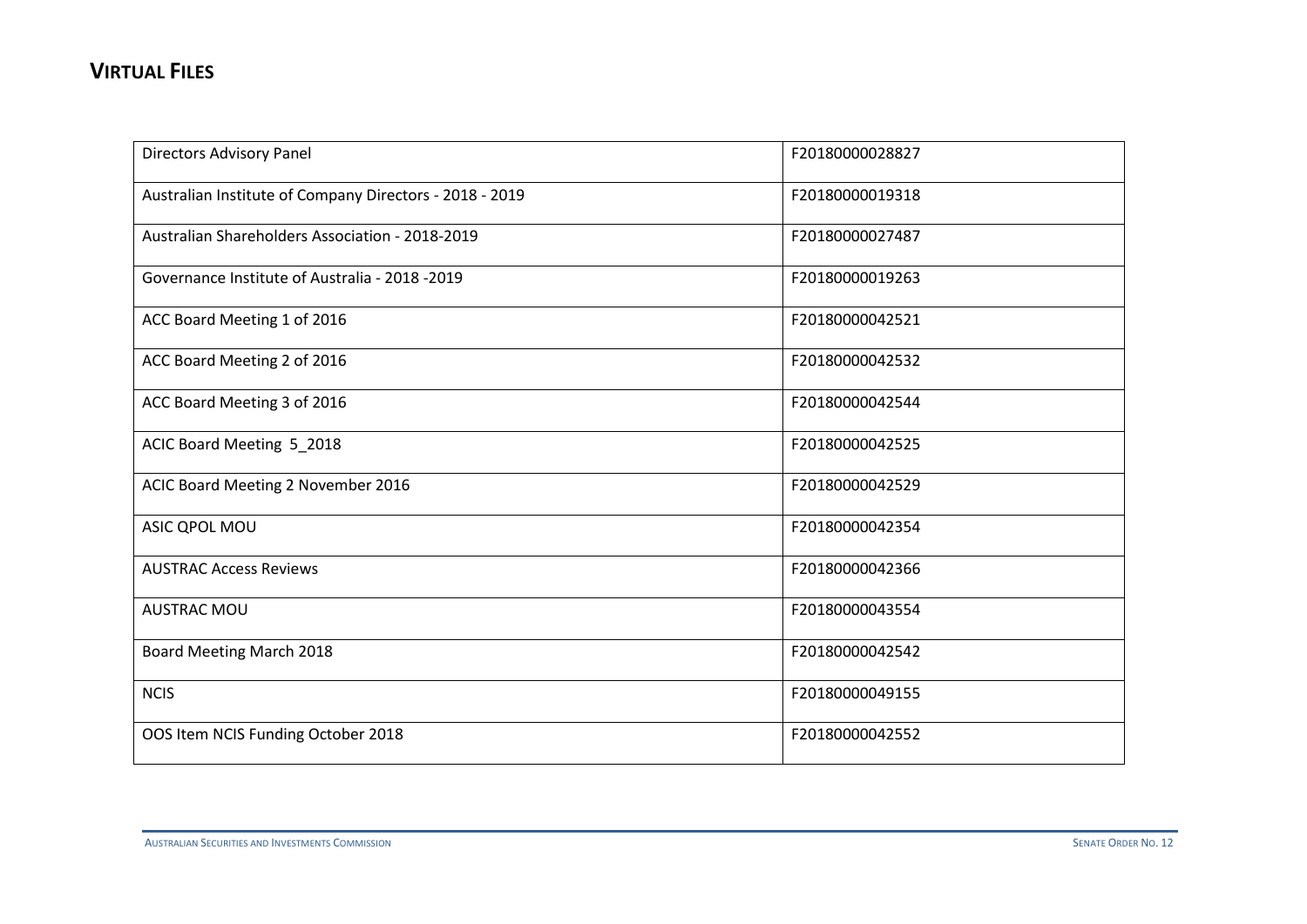# VIRTUAL FILES

| | |
|---|---|
| Directors Advisory Panel | F20180000028827 |
| Australian Institute of Company Directors - 2018 - 2019 | F20180000019318 |
| Australian Shareholders Association - 2018-2019 | F20180000027487 |
| Governance Institute of Australia - 2018 -2019 | F20180000019263 |
| ACC Board Meeting 1 of 2016 | F20180000042521 |
| ACC Board Meeting 2 of 2016 | F20180000042532 |
| ACC Board Meeting 3 of 2016 | F20180000042544 |
| ACIC Board Meeting 5_2018 | F20180000042525 |
| ACIC Board Meeting 2 November 2016 | F20180000042529 |
| ASIC QPOL MOU | F20180000042354 |
| AUSTRAC Access Reviews | F20180000042366 |
| AUSTRAC MOU | F20180000043554 |
| Board Meeting March 2018 | F20180000042542 |
| NCIS | F20180000049155 |
| OOS Item NCIS Funding October 2018 | F20180000042552 |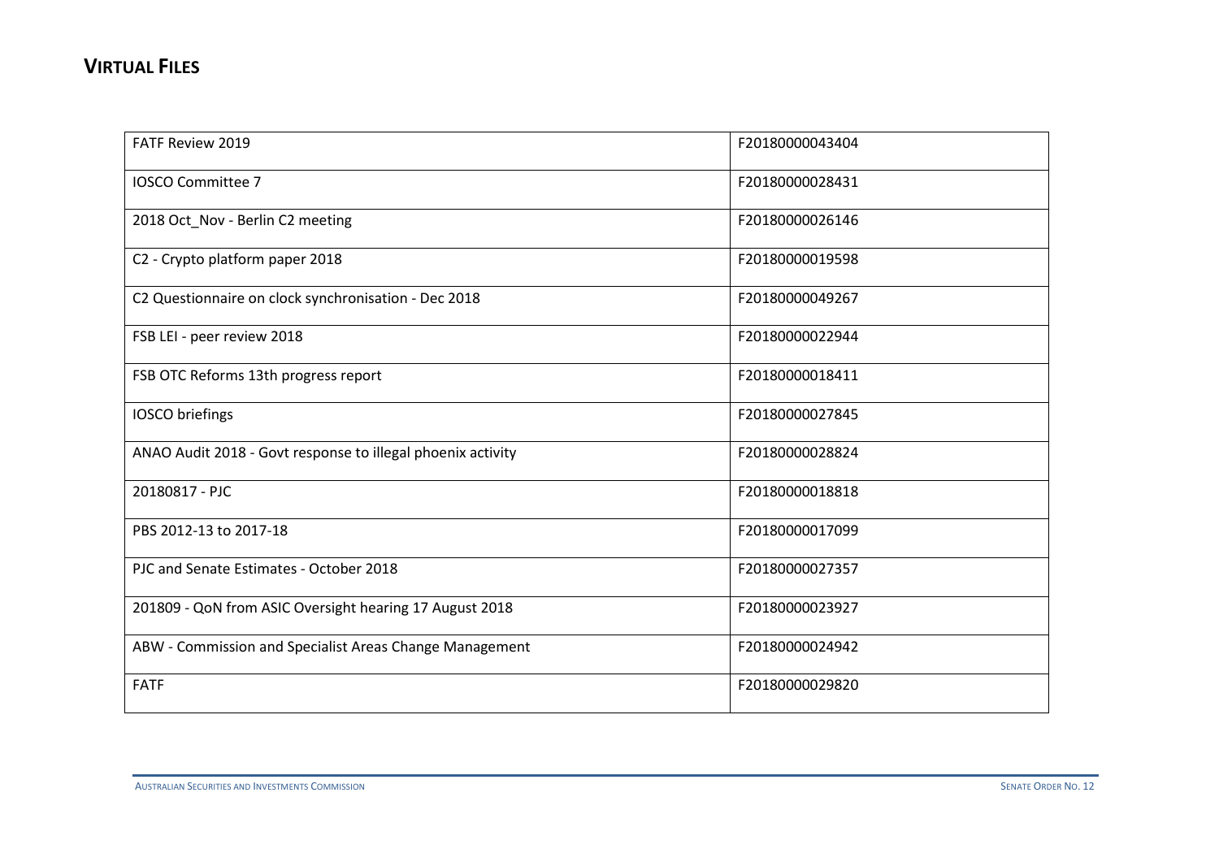## VIRTUAL FILES

| | |
|---|---|
| FATF Review 2019 | F20180000043404 |
| IOSCO Committee 7 | F20180000028431 |
| 2018 Oct_Nov - Berlin C2 meeting | F20180000026146 |
| C2 - Crypto platform paper 2018 | F20180000019598 |
| C2 Questionnaire on clock synchronisation - Dec 2018 | F20180000049267 |
| FSB LEI - peer review 2018 | F20180000022944 |
| FSB OTC Reforms 13th progress report | F20180000018411 |
| IOSCO briefings | F20180000027845 |
| ANAO Audit 2018 - Govt response to illegal phoenix activity | F20180000028824 |
| 20180817 - PJC | F20180000018818 |
| PBS 2012-13 to 2017-18 | F20180000017099 |
| PJC and Senate Estimates - October 2018 | F20180000027357 |
| 201809 - QoN from ASIC Oversight hearing 17 August 2018 | F20180000023927 |
| ABW - Commission and Specialist Areas Change Management | F20180000024942 |
| FATF | F20180000029820 |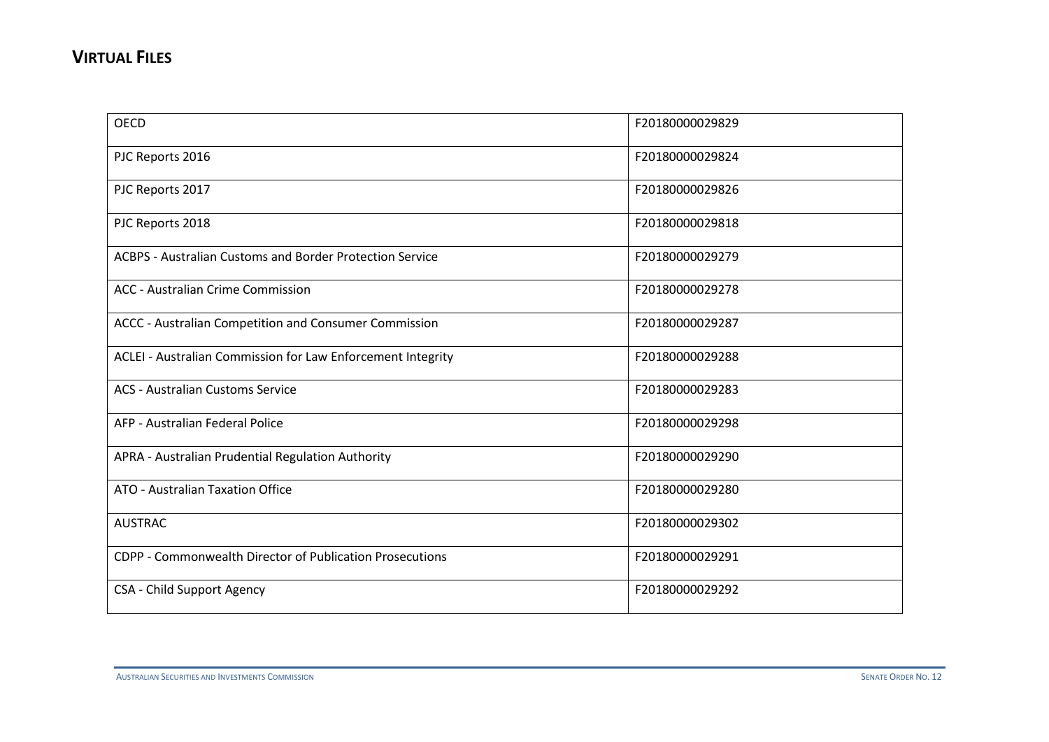## VIRTUAL FILES

| | |
|---|---|
| OECD | F20180000029829 |
| PJC Reports 2016 | F20180000029824 |
| PJC Reports 2017 | F20180000029826 |
| PJC Reports 2018 | F20180000029818 |
| ACBPS - Australian Customs and Border Protection Service | F20180000029279 |
| ACC - Australian Crime Commission | F20180000029278 |
| ACCC - Australian Competition and Consumer Commission | F20180000029287 |
| ACLEI - Australian Commission for Law Enforcement Integrity | F20180000029288 |
| ACS - Australian Customs Service | F20180000029283 |
| AFP - Australian Federal Police | F20180000029298 |
| APRA - Australian Prudential Regulation Authority | F20180000029290 |
| ATO - Australian Taxation Office | F20180000029280 |
| AUSTRAC | F20180000029302 |
| CDPP - Commonwealth Director of Publication Prosecutions | F20180000029291 |
| CSA - Child Support Agency | F20180000029292 |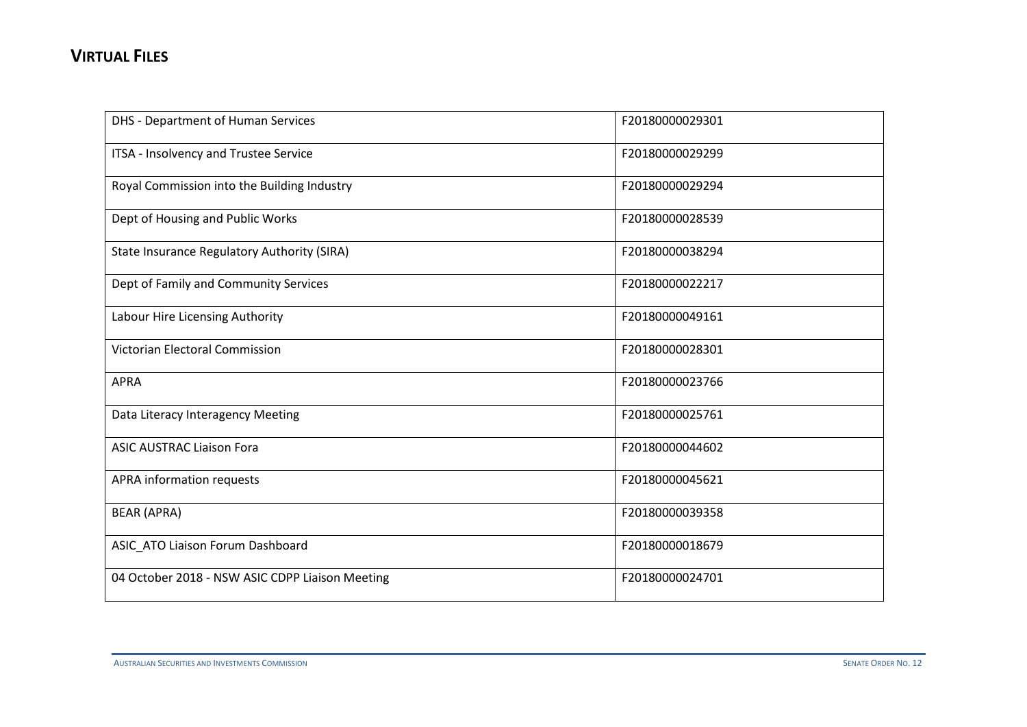## VIRTUAL FILES

| | |
|---|---|
| DHS - Department of Human Services | F20180000029301 |
| ITSA - Insolvency and Trustee Service | F20180000029299 |
| Royal Commission into the Building Industry | F20180000029294 |
| Dept of Housing and Public Works | F20180000028539 |
| State Insurance Regulatory Authority (SIRA) | F20180000038294 |
| Dept of Family and Community Services | F20180000022217 |
| Labour Hire Licensing Authority | F20180000049161 |
| Victorian Electoral Commission | F20180000028301 |
| APRA | F20180000023766 |
| Data Literacy Interagency Meeting | F20180000025761 |
| ASIC AUSTRAC Liaison Fora | F20180000044602 |
| APRA information requests | F20180000045621 |
| BEAR (APRA) | F20180000039358 |
| ASIC_ATO Liaison Forum Dashboard | F20180000018679 |
| 04 October 2018 - NSW ASIC CDPP Liaison Meeting | F20180000024701 |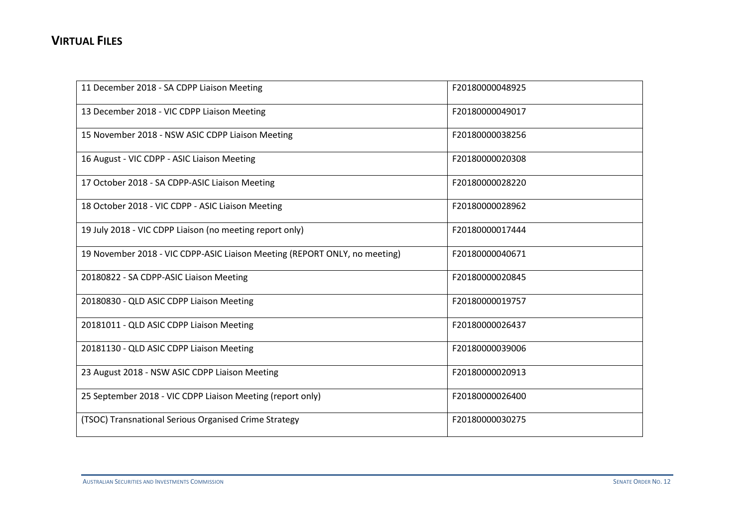## Virtual Files

| | |
|---|---|
| 11 December 2018 - SA CDPP Liaison Meeting | F20180000048925 |
| 13 December 2018 - VIC CDPP Liaison Meeting | F20180000049017 |
| 15 November 2018 - NSW ASIC CDPP Liaison Meeting | F20180000038256 |
| 16 August - VIC CDPP - ASIC Liaison Meeting | F20180000020308 |
| 17 October 2018 - SA CDPP-ASIC Liaison Meeting | F20180000028220 |
| 18 October 2018 - VIC CDPP - ASIC Liaison Meeting | F20180000028962 |
| 19 July 2018 - VIC CDPP Liaison (no meeting report only) | F20180000017444 |
| 19 November 2018 - VIC CDPP-ASIC Liaison Meeting (REPORT ONLY, no meeting) | F20180000040671 |
| 20180822 - SA CDPP-ASIC Liaison Meeting | F20180000020845 |
| 20180830 - QLD ASIC CDPP Liaison Meeting | F20180000019757 |
| 20181011 - QLD ASIC CDPP Liaison Meeting | F20180000026437 |
| 20181130 - QLD ASIC CDPP Liaison Meeting | F20180000039006 |
| 23 August 2018 - NSW ASIC CDPP Liaison Meeting | F20180000020913 |
| 25 September 2018 - VIC CDPP Liaison Meeting (report only) | F20180000026400 |
| (TSOC) Transnational Serious Organised Crime Strategy | F20180000030275 |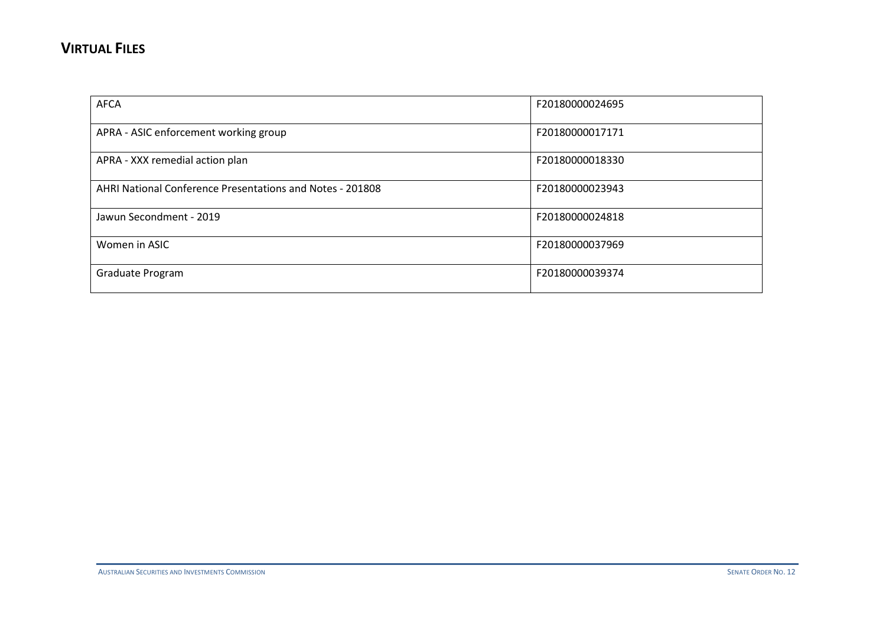## VIRTUAL FILES

| | |
|---|---|
| AFCA | F20180000024695 |
| APRA - ASIC enforcement working group | F20180000017171 |
| APRA - XXX remedial action plan | F20180000018330 |
| AHRI National Conference Presentations and Notes - 201808 | F20180000023943 |
| Jawun Secondment - 2019 | F20180000024818 |
| Women in ASIC | F20180000037969 |
| Graduate Program | F20180000039374 |